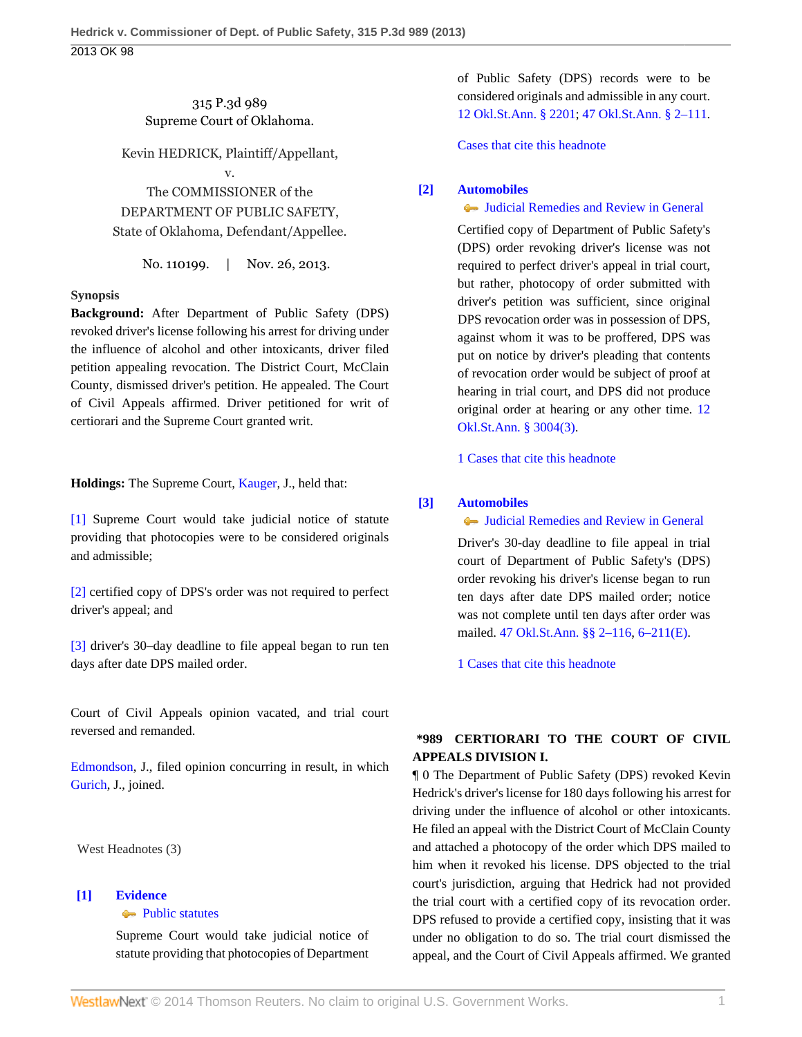315 P.3d 989
Supreme Court of Oklahoma.

Kevin HEDRICK, Plaintiff/Appellant,
v.
The COMMISSIONER of the DEPARTMENT OF PUBLIC SAFETY, State of Oklahoma, Defendant/Appellee.

No. 110199. | Nov. 26, 2013.

**Synopsis**

**Background:** After Department of Public Safety (DPS) revoked driver's license following his arrest for driving under the influence of alcohol and other intoxicants, driver filed petition appealing revocation. The District Court, McClain County, dismissed driver's petition. He appealed. The Court of Civil Appeals affirmed. Driver petitioned for writ of certiorari and the Supreme Court granted writ.

**Holdings:** The Supreme Court, Kauger, J., held that:

[1] Supreme Court would take judicial notice of statute providing that photocopies were to be considered originals and admissible;

[2] certified copy of DPS's order was not required to perfect driver's appeal; and

[3] driver's 30–day deadline to file appeal began to run ten days after date DPS mailed order.

Court of Civil Appeals opinion vacated, and trial court reversed and remanded.

Edmondson, J., filed opinion concurring in result, in which Gurich, J., joined.

West Headnotes (3)

**[1] Evidence**
Public statutes

Supreme Court would take judicial notice of statute providing that photocopies of Department of Public Safety (DPS) records were to be considered originals and admissible in any court. 12 Okl.St.Ann. § 2201; 47 Okl.St.Ann. § 2–111.

Cases that cite this headnote

**[2] Automobiles**
Judicial Remedies and Review in General

Certified copy of Department of Public Safety's (DPS) order revoking driver's license was not required to perfect driver's appeal in trial court, but rather, photocopy of order submitted with driver's petition was sufficient, since original DPS revocation order was in possession of DPS, against whom it was to be proffered, DPS was put on notice by driver's pleading that contents of revocation order would be subject of proof at hearing in trial court, and DPS did not produce original order at hearing or any other time. 12 Okl.St.Ann. § 3004(3).

1 Cases that cite this headnote

**[3] Automobiles**
Judicial Remedies and Review in General

Driver's 30-day deadline to file appeal in trial court of Department of Public Safety's (DPS) order revoking his driver's license began to run ten days after date DPS mailed order; notice was not complete until ten days after order was mailed. 47 Okl.St.Ann. §§ 2–116, 6–211(E).

1 Cases that cite this headnote

**\*989 CERTIORARI TO THE COURT OF CIVIL APPEALS DIVISION I.**

¶ 0 The Department of Public Safety (DPS) revoked Kevin Hedrick's driver's license for 180 days following his arrest for driving under the influence of alcohol or other intoxicants. He filed an appeal with the District Court of McClain County and attached a photocopy of the order which DPS mailed to him when it revoked his license. DPS objected to the trial court's jurisdiction, arguing that Hedrick had not provided the trial court with a certified copy of its revocation order. DPS refused to provide a certified copy, insisting that it was under no obligation to do so. The trial court dismissed the appeal, and the Court of Civil Appeals affirmed. We granted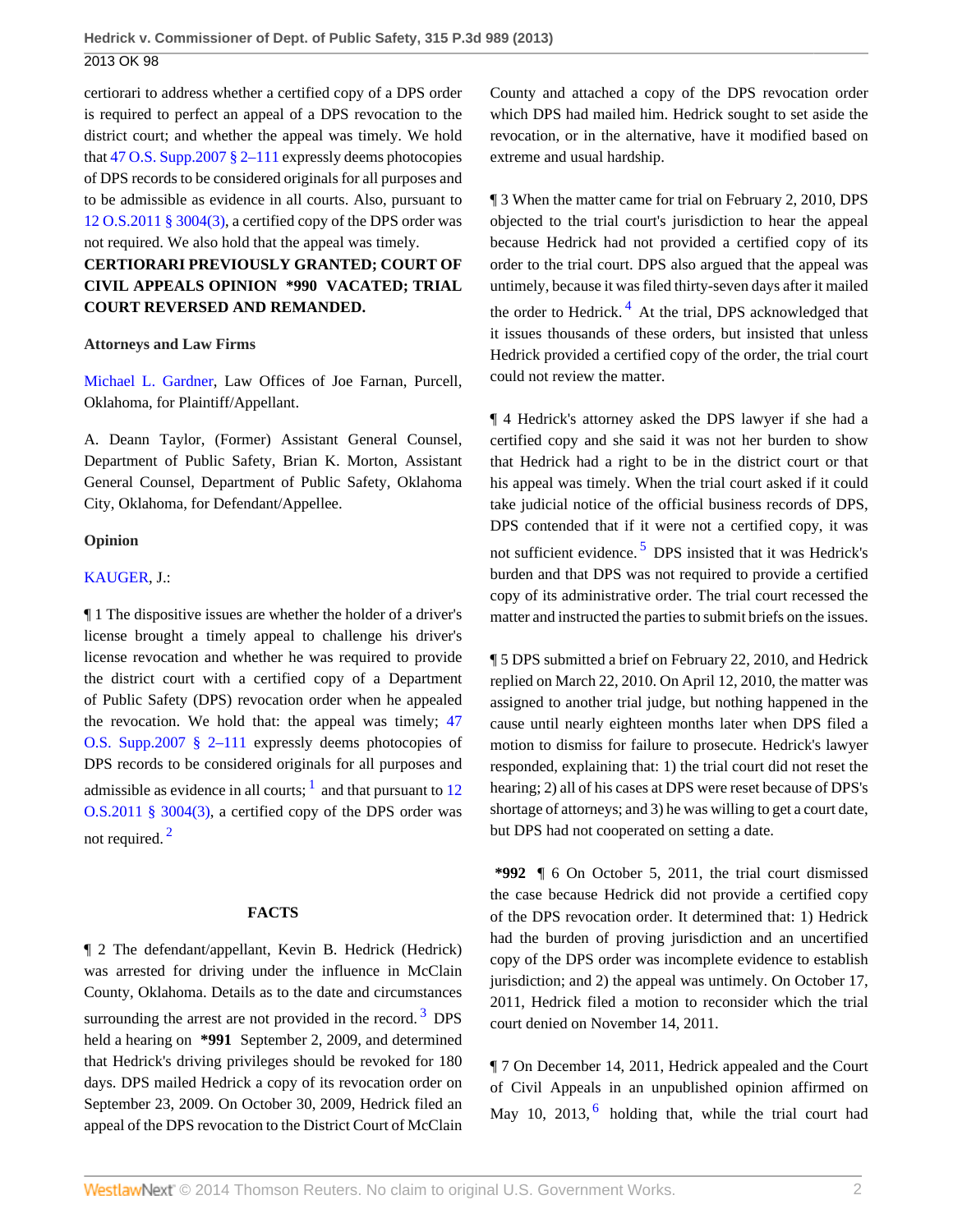certiorari to address whether a certified copy of a DPS order is required to perfect an appeal of a DPS revocation to the district court; and whether the appeal was timely. We hold that 47 O.S. Supp.2007 § 2–111 expressly deems photocopies of DPS records to be considered originals for all purposes and to be admissible as evidence in all courts. Also, pursuant to 12 O.S.2011 § 3004(3), a certified copy of the DPS order was not required. We also hold that the appeal was timely.

**CERTIORARI PREVIOUSLY GRANTED; COURT OF CIVIL APPEALS OPINION \*990 VACATED; TRIAL COURT REVERSED AND REMANDED.**

**Attorneys and Law Firms**

Michael L. Gardner, Law Offices of Joe Farnan, Purcell, Oklahoma, for Plaintiff/Appellant.

A. Deann Taylor, (Former) Assistant General Counsel, Department of Public Safety, Brian K. Morton, Assistant General Counsel, Department of Public Safety, Oklahoma City, Oklahoma, for Defendant/Appellee.

**Opinion**

KAUGER, J.:

¶ 1 The dispositive issues are whether the holder of a driver's license brought a timely appeal to challenge his driver's license revocation and whether he was required to provide the district court with a certified copy of a Department of Public Safety (DPS) revocation order when he appealed the revocation. We hold that: the appeal was timely; 47 O.S. Supp.2007 § 2–111 expressly deems photocopies of DPS records to be considered originals for all purposes and admissible as evidence in all courts; [1] and that pursuant to 12 O.S.2011 § 3004(3), a certified copy of the DPS order was not required. [2]

**FACTS**

¶ 2 The defendant/appellant, Kevin B. Hedrick (Hedrick) was arrested for driving under the influence in McClain County, Oklahoma. Details as to the date and circumstances surrounding the arrest are not provided in the record. [3] DPS held a hearing on \*991 September 2, 2009, and determined that Hedrick's driving privileges should be revoked for 180 days. DPS mailed Hedrick a copy of its revocation order on September 23, 2009. On October 30, 2009, Hedrick filed an appeal of the DPS revocation to the District Court of McClain County and attached a copy of the DPS revocation order which DPS had mailed him. Hedrick sought to set aside the revocation, or in the alternative, have it modified based on extreme and usual hardship.

¶ 3 When the matter came for trial on February 2, 2010, DPS objected to the trial court's jurisdiction to hear the appeal because Hedrick had not provided a certified copy of its order to the trial court. DPS also argued that the appeal was untimely, because it was filed thirty-seven days after it mailed the order to Hedrick. [4] At the trial, DPS acknowledged that it issues thousands of these orders, but insisted that unless Hedrick provided a certified copy of the order, the trial court could not review the matter.

¶ 4 Hedrick's attorney asked the DPS lawyer if she had a certified copy and she said it was not her burden to show that Hedrick had a right to be in the district court or that his appeal was timely. When the trial court asked if it could take judicial notice of the official business records of DPS, DPS contended that if it were not a certified copy, it was not sufficient evidence. [5] DPS insisted that it was Hedrick's burden and that DPS was not required to provide a certified copy of its administrative order. The trial court recessed the matter and instructed the parties to submit briefs on the issues.

¶ 5 DPS submitted a brief on February 22, 2010, and Hedrick replied on March 22, 2010. On April 12, 2010, the matter was assigned to another trial judge, but nothing happened in the cause until nearly eighteen months later when DPS filed a motion to dismiss for failure to prosecute. Hedrick's lawyer responded, explaining that: 1) the trial court did not reset the hearing; 2) all of his cases at DPS were reset because of DPS's shortage of attorneys; and 3) he was willing to get a court date, but DPS had not cooperated on setting a date.

**\*992** ¶ 6 On October 5, 2011, the trial court dismissed the case because Hedrick did not provide a certified copy of the DPS revocation order. It determined that: 1) Hedrick had the burden of proving jurisdiction and an uncertified copy of the DPS order was incomplete evidence to establish jurisdiction; and 2) the appeal was untimely. On October 17, 2011, Hedrick filed a motion to reconsider which the trial court denied on November 14, 2011.

¶ 7 On December 14, 2011, Hedrick appealed and the Court of Civil Appeals in an unpublished opinion affirmed on May 10, 2013, [6] holding that, while the trial court had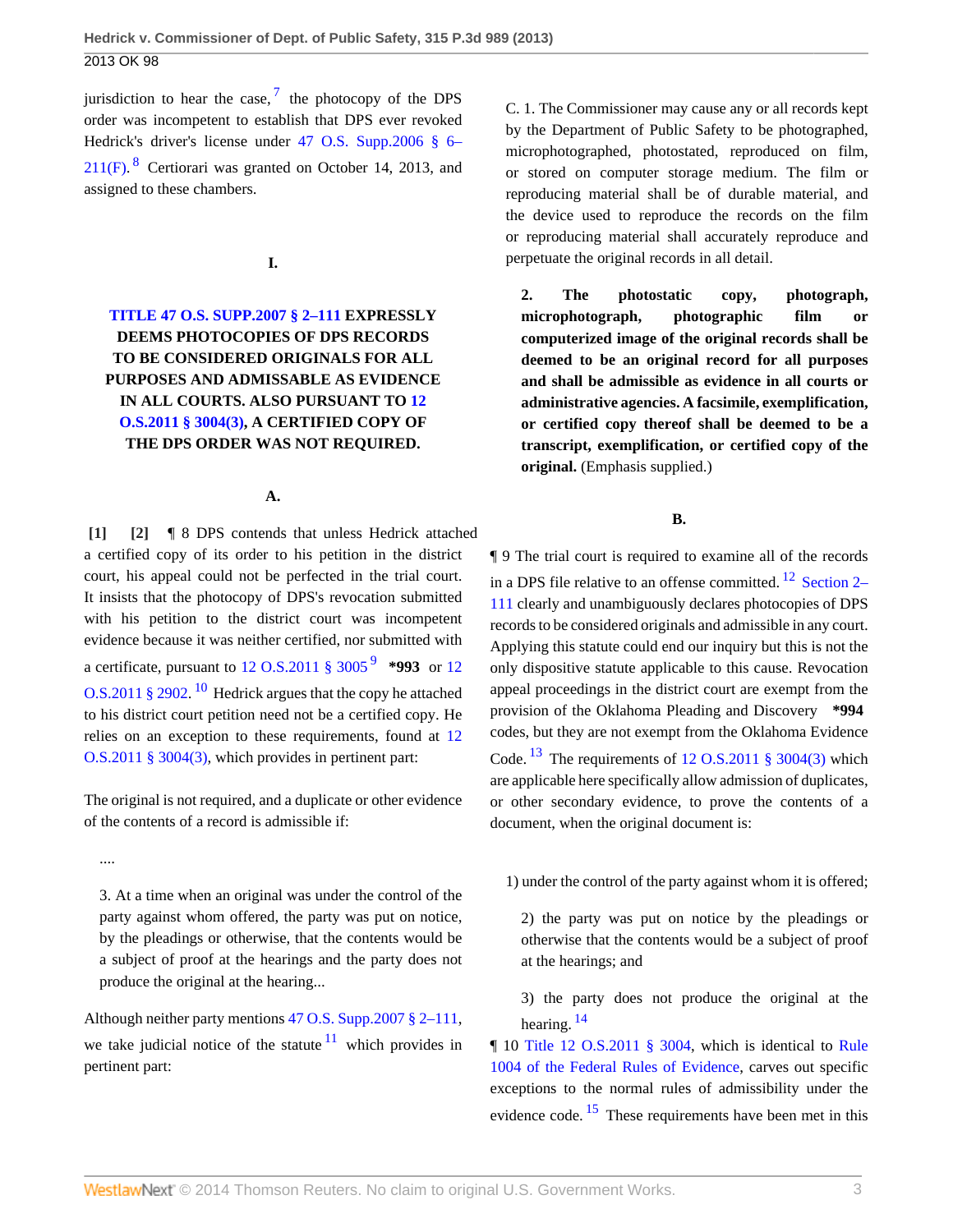jurisdiction to hear the case,[7] the photocopy of the DPS order was incompetent to establish that DPS ever revoked Hedrick's driver's license under 47 O.S. Supp.2006 § 6–211(F).[8] Certiorari was granted on October 14, 2013, and assigned to these chambers.

## I.

## TITLE 47 O.S. SUPP.2007 § 2–111 EXPRESSLY DEEMS PHOTOCOPIES OF DPS RECORDS TO BE CONSIDERED ORIGINALS FOR ALL PURPOSES AND ADMISSABLE AS EVIDENCE IN ALL COURTS. ALSO PURSUANT TO 12 O.S.2011 § 3004(3), A CERTIFIED COPY OF THE DPS ORDER WAS NOT REQUIRED.

### A.

**[1] [2]** ¶ 8 DPS contends that unless Hedrick attached a certified copy of its order to his petition in the district court, his appeal could not be perfected in the trial court. It insists that the photocopy of DPS's revocation submitted with his petition to the district court was incompetent evidence because it was neither certified, nor submitted with a certificate, pursuant to 12 O.S.2011 § 3005[9] **\*993** or 12 O.S.2011 § 2902.[10] Hedrick argues that the copy he attached to his district court petition need not be a certified copy. He relies on an exception to these requirements, found at 12 O.S.2011 § 3004(3), which provides in pertinent part:

The original is not required, and a duplicate or other evidence of the contents of a record is admissible if:

> ....
>
> 3. At a time when an original was under the control of the party against whom offered, the party was put on notice, by the pleadings or otherwise, that the contents would be a subject of proof at the hearings and the party does not produce the original at the hearing...

Although neither party mentions 47 O.S. Supp.2007 § 2–111, we take judicial notice of the statute[11] which provides in pertinent part:

> C. 1. The Commissioner may cause any or all records kept by the Department of Public Safety to be photographed, microphotographed, photostated, reproduced on film, or stored on computer storage medium. The film or reproducing material shall be of durable material, and the device used to reproduce the records on the film or reproducing material shall accurately reproduce and perpetuate the original records in all detail.
>
> **2. The photostatic copy, photograph, microphotograph, photographic film or computerized image of the original records shall be deemed to be an original record for all purposes and shall be admissible as evidence in all courts or administrative agencies. A facsimile, exemplification, or certified copy thereof shall be deemed to be a transcript, exemplification, or certified copy of the original.** (Emphasis supplied.)

### B.

¶ 9 The trial court is required to examine all of the records in a DPS file relative to an offense committed.[12] Section 2–111 clearly and unambiguously declares photocopies of DPS records to be considered originals and admissible in any court. Applying this statute could end our inquiry but this is not the only dispositive statute applicable to this cause. Revocation appeal proceedings in the district court are exempt from the provision of the Oklahoma Pleading and Discovery **\*994** codes, but they are not exempt from the Oklahoma Evidence Code.[13] The requirements of 12 O.S.2011 § 3004(3) which are applicable here specifically allow admission of duplicates, or other secondary evidence, to prove the contents of a document, when the original document is:

> 1) under the control of the party against whom it is offered;
>
> 2) the party was put on notice by the pleadings or otherwise that the contents would be a subject of proof at the hearings; and
>
> 3) the party does not produce the original at the hearing.[14]

¶ 10 Title 12 O.S.2011 § 3004, which is identical to Rule 1004 of the Federal Rules of Evidence, carves out specific exceptions to the normal rules of admissibility under the evidence code.[15] These requirements have been met in this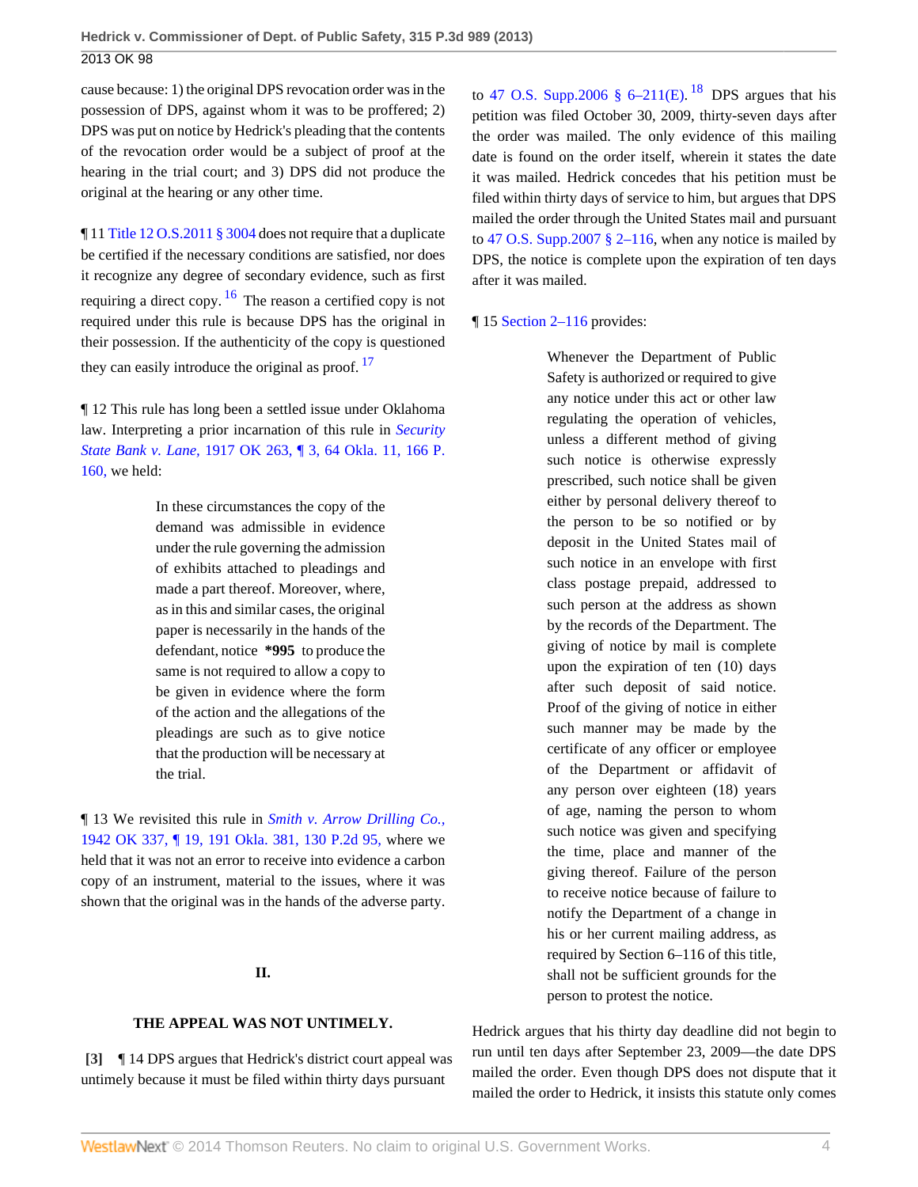cause because: 1) the original DPS revocation order was in the possession of DPS, against whom it was to be proffered; 2) DPS was put on notice by Hedrick's pleading that the contents of the revocation order would be a subject of proof at the hearing in the trial court; and 3) DPS did not produce the original at the hearing or any other time.

¶ 11 Title 12 O.S.2011 § 3004 does not require that a duplicate be certified if the necessary conditions are satisfied, nor does it recognize any degree of secondary evidence, such as first requiring a direct copy.[16] The reason a certified copy is not required under this rule is because DPS has the original in their possession. If the authenticity of the copy is questioned they can easily introduce the original as proof.[17]

¶ 12 This rule has long been a settled issue under Oklahoma law. Interpreting a prior incarnation of this rule in *Security State Bank v. Lane,* 1917 OK 263, ¶ 3, 64 Okla. 11, 166 P. 160, we held:

> In these circumstances the copy of the demand was admissible in evidence under the rule governing the admission of exhibits attached to pleadings and made a part thereof. Moreover, where, as in this and similar cases, the original paper is necessarily in the hands of the defendant, notice **\*995** to produce the same is not required to allow a copy to be given in evidence where the form of the action and the allegations of the pleadings are such as to give notice that the production will be necessary at the trial.

¶ 13 We revisited this rule in *Smith v. Arrow Drilling Co.,* 1942 OK 337, ¶ 19, 191 Okla. 381, 130 P.2d 95, where we held that it was not an error to receive into evidence a carbon copy of an instrument, material to the issues, where it was shown that the original was in the hands of the adverse party.

## II.

## THE APPEAL WAS NOT UNTIMELY.

**[3]** ¶ 14 DPS argues that Hedrick's district court appeal was untimely because it must be filed within thirty days pursuant to 47 O.S. Supp.2006 § 6–211(E).[18] DPS argues that his petition was filed October 30, 2009, thirty-seven days after the order was mailed. The only evidence of this mailing date is found on the order itself, wherein it states the date it was mailed. Hedrick concedes that his petition must be filed within thirty days of service to him, but argues that DPS mailed the order through the United States mail and pursuant to 47 O.S. Supp.2007 § 2–116, when any notice is mailed by DPS, the notice is complete upon the expiration of ten days after it was mailed.

¶ 15 Section 2–116 provides:

> Whenever the Department of Public Safety is authorized or required to give any notice under this act or other law regulating the operation of vehicles, unless a different method of giving such notice is otherwise expressly prescribed, such notice shall be given either by personal delivery thereof to the person to be so notified or by deposit in the United States mail of such notice in an envelope with first class postage prepaid, addressed to such person at the address as shown by the records of the Department. The giving of notice by mail is complete upon the expiration of ten (10) days after such deposit of said notice. Proof of the giving of notice in either such manner may be made by the certificate of any officer or employee of the Department or affidavit of any person over eighteen (18) years of age, naming the person to whom such notice was given and specifying the time, place and manner of the giving thereof. Failure of the person to receive notice because of failure to notify the Department of a change in his or her current mailing address, as required by Section 6–116 of this title, shall not be sufficient grounds for the person to protest the notice.

Hedrick argues that his thirty day deadline did not begin to run until ten days after September 23, 2009—the date DPS mailed the order. Even though DPS does not dispute that it mailed the order to Hedrick, it insists this statute only comes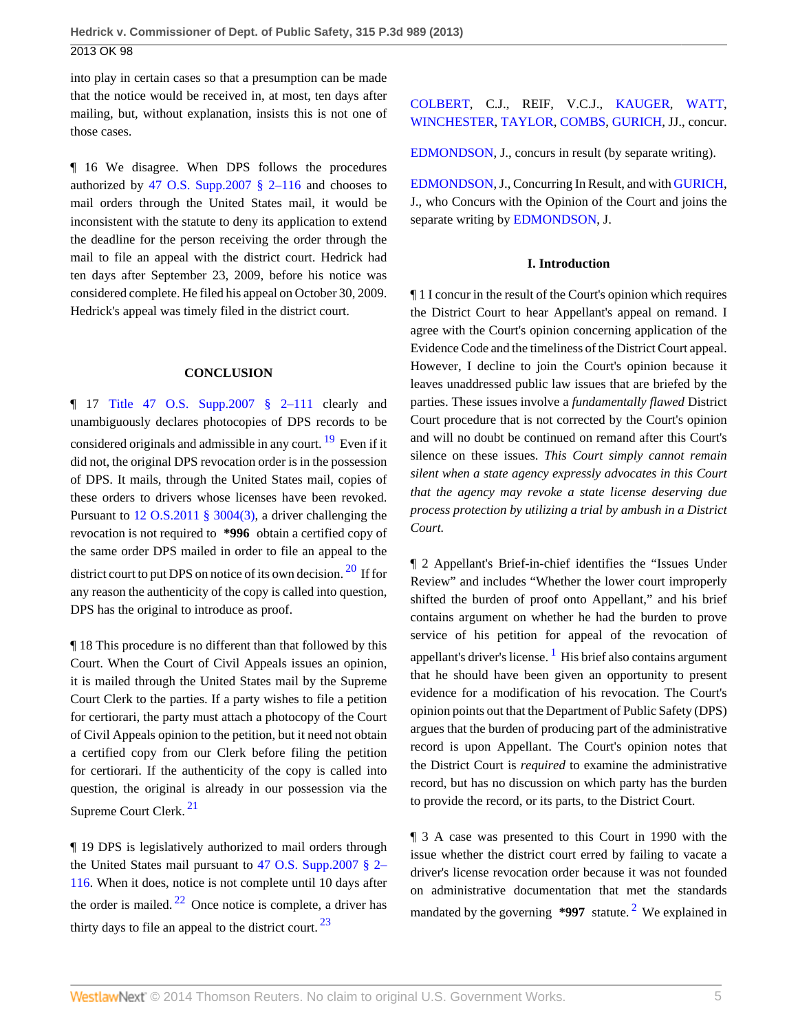into play in certain cases so that a presumption can be made that the notice would be received in, at most, ten days after mailing, but, without explanation, insists this is not one of those cases.

¶ 16 We disagree. When DPS follows the procedures authorized by 47 O.S. Supp.2007 § 2–116 and chooses to mail orders through the United States mail, it would be inconsistent with the statute to deny its application to extend the deadline for the person receiving the order through the mail to file an appeal with the district court. Hedrick had ten days after September 23, 2009, before his notice was considered complete. He filed his appeal on October 30, 2009. Hedrick's appeal was timely filed in the district court.

## CONCLUSION

¶ 17 Title 47 O.S. Supp.2007 § 2–111 clearly and unambiguously declares photocopies of DPS records to be considered originals and admissible in any court.[19] Even if it did not, the original DPS revocation order is in the possession of DPS. It mails, through the United States mail, copies of these orders to drivers whose licenses have been revoked. Pursuant to 12 O.S.2011 § 3004(3), a driver challenging the revocation is not required to **\*996** obtain a certified copy of the same order DPS mailed in order to file an appeal to the district court to put DPS on notice of its own decision.[20] If for any reason the authenticity of the copy is called into question, DPS has the original to introduce as proof.

¶ 18 This procedure is no different than that followed by this Court. When the Court of Civil Appeals issues an opinion, it is mailed through the United States mail by the Supreme Court Clerk to the parties. If a party wishes to file a petition for certiorari, the party must attach a photocopy of the Court of Civil Appeals opinion to the petition, but it need not obtain a certified copy from our Clerk before filing the petition for certiorari. If the authenticity of the copy is called into question, the original is already in our possession via the Supreme Court Clerk.[21]

¶ 19 DPS is legislatively authorized to mail orders through the United States mail pursuant to 47 O.S. Supp.2007 § 2–116. When it does, notice is not complete until 10 days after the order is mailed.[22] Once notice is complete, a driver has thirty days to file an appeal to the district court.[23]

COLBERT, C.J., REIF, V.C.J., KAUGER, WATT, WINCHESTER, TAYLOR, COMBS, GURICH, JJ., concur.

EDMONDSON, J., concurs in result (by separate writing).

EDMONDSON, J., Concurring In Result, and with GURICH, J., who Concurs with the Opinion of the Court and joins the separate writing by EDMONDSON, J.

### I. Introduction

¶ 1 I concur in the result of the Court's opinion which requires the District Court to hear Appellant's appeal on remand. I agree with the Court's opinion concerning application of the Evidence Code and the timeliness of the District Court appeal. However, I decline to join the Court's opinion because it leaves unaddressed public law issues that are briefed by the parties. These issues involve a *fundamentally flawed* District Court procedure that is not corrected by the Court's opinion and will no doubt be continued on remand after this Court's silence on these issues. *This Court simply cannot remain silent when a state agency expressly advocates in this Court that the agency may revoke a state license deserving due process protection by utilizing a trial by ambush in a District Court.*

¶ 2 Appellant's Brief-in-chief identifies the "Issues Under Review" and includes "Whether the lower court improperly shifted the burden of proof onto Appellant," and his brief contains argument on whether he had the burden to prove service of his petition for appeal of the revocation of appellant's driver's license.[1] His brief also contains argument that he should have been given an opportunity to present evidence for a modification of his revocation. The Court's opinion points out that the Department of Public Safety (DPS) argues that the burden of producing part of the administrative record is upon Appellant. The Court's opinion notes that the District Court is *required* to examine the administrative record, but has no discussion on which party has the burden to provide the record, or its parts, to the District Court.

¶ 3 A case was presented to this Court in 1990 with the issue whether the district court erred by failing to vacate a driver's license revocation order because it was not founded on administrative documentation that met the standards mandated by the governing **\*997** statute.[2] We explained in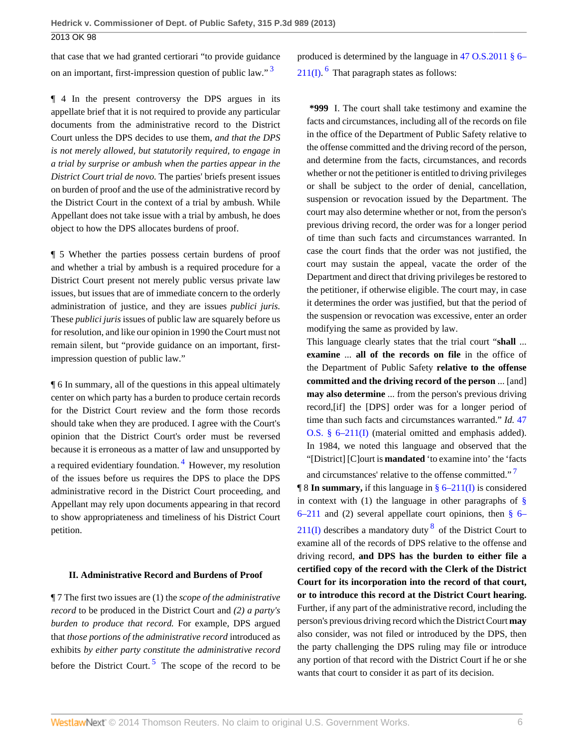that case that we had granted certiorari "to provide guidance on an important, first-impression question of public law." [3]

¶ 4 In the present controversy the DPS argues in its appellate brief that it is not required to provide any particular documents from the administrative record to the District Court unless the DPS decides to use them, *and that the DPS is not merely allowed, but statutorily required, to engage in a trial by surprise or ambush when the parties appear in the District Court trial de novo.* The parties' briefs present issues on burden of proof and the use of the administrative record by the District Court in the context of a trial by ambush. While Appellant does not take issue with a trial by ambush, he does object to how the DPS allocates burdens of proof.

¶ 5 Whether the parties possess certain burdens of proof and whether a trial by ambush is a required procedure for a District Court present not merely public versus private law issues, but issues that are of immediate concern to the orderly administration of justice, and they are issues *publici juris.* These *publici juris* issues of public law are squarely before us for resolution, and like our opinion in 1990 the Court must not remain silent, but "provide guidance on an important, first-impression question of public law."

¶ 6 In summary, all of the questions in this appeal ultimately center on which party has a burden to produce certain records for the District Court review and the form those records should take when they are produced. I agree with the Court's opinion that the District Court's order must be reversed because it is erroneous as a matter of law and unsupported by a required evidentiary foundation. [4] However, my resolution of the issues before us requires the DPS to place the DPS administrative record in the District Court proceeding, and Appellant may rely upon documents appearing in that record to show appropriateness and timeliness of his District Court petition.

### II. Administrative Record and Burdens of Proof

¶ 7 The first two issues are (1) the *scope of the administrative record* to be produced in the District Court and *(2) a party's burden to produce that record.* For example, DPS argued that *those portions of the administrative record* introduced as exhibits *by either party constitute the administrative record* before the District Court. [5] The scope of the record to be produced is determined by the language in 47 O.S.2011 § 6–211(I). [6] That paragraph states as follows:

> **\*999** I. The court shall take testimony and examine the facts and circumstances, including all of the records on file in the office of the Department of Public Safety relative to the offense committed and the driving record of the person, and determine from the facts, circumstances, and records whether or not the petitioner is entitled to driving privileges or shall be subject to the order of denial, cancellation, suspension or revocation issued by the Department. The court may also determine whether or not, from the person's previous driving record, the order was for a longer period of time than such facts and circumstances warranted. In case the court finds that the order was not justified, the court may sustain the appeal, vacate the order of the Department and direct that driving privileges be restored to the petitioner, if otherwise eligible. The court may, in case it determines the order was justified, but that the period of the suspension or revocation was excessive, enter an order modifying the same as provided by law.

This language clearly states that the trial court "**shall** ... **examine** ... **all of the records on file** in the office of the Department of Public Safety **relative to the offense committed and the driving record of the person** ... [and] **may also determine** ... from the person's previous driving record,[if] the [DPS] order was for a longer period of time than such facts and circumstances warranted." *Id.* 47 O.S. § 6–211(I) (material omitted and emphasis added). In 1984, we noted this language and observed that the "[District] [C]ourt is **mandated** 'to examine into' the 'facts and circumstances' relative to the offense committed." [7]

¶ 8 **In summary,** if this language in § 6–211(I) is considered in context with (1) the language in other paragraphs of § 6–211 and (2) several appellate court opinions, then § 6–211(I) describes a mandatory duty [8] of the District Court to examine all of the records of DPS relative to the offense and driving record, **and DPS has the burden to either file a certified copy of the record with the Clerk of the District Court for its incorporation into the record of that court, or to introduce this record at the District Court hearing.** Further, if any part of the administrative record, including the person's previous driving record which the District Court **may** also consider, was not filed or introduced by the DPS, then the party challenging the DPS ruling may file or introduce any portion of that record with the District Court if he or she wants that court to consider it as part of its decision.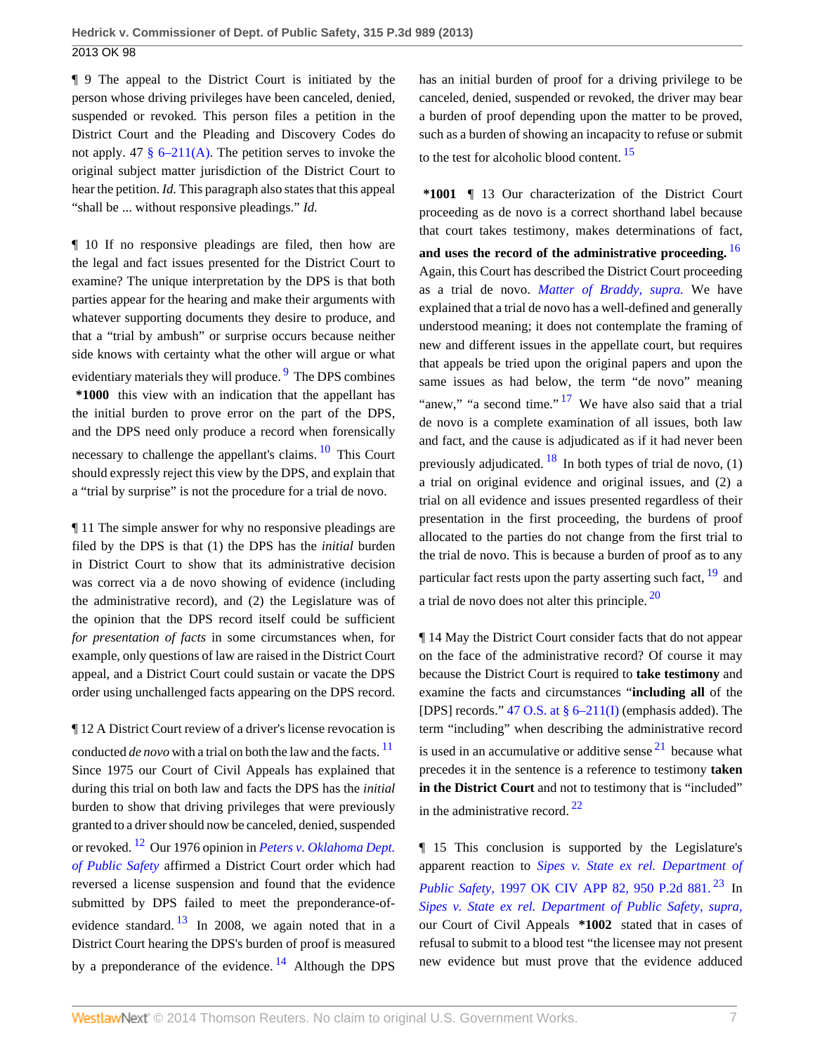¶ 9 The appeal to the District Court is initiated by the person whose driving privileges have been canceled, denied, suspended or revoked. This person files a petition in the District Court and the Pleading and Discovery Codes do not apply. 47 § 6–211(A). The petition serves to invoke the original subject matter jurisdiction of the District Court to hear the petition. *Id.* This paragraph also states that this appeal "shall be ... without responsive pleadings." *Id.*

¶ 10 If no responsive pleadings are filed, then how are the legal and fact issues presented for the District Court to examine? The unique interpretation by the DPS is that both parties appear for the hearing and make their arguments with whatever supporting documents they desire to produce, and that a "trial by ambush" or surprise occurs because neither side knows with certainty what the other will argue or what evidentiary materials they will produce. [9] The DPS combines **\*1000** this view with an indication that the appellant has the initial burden to prove error on the part of the DPS, and the DPS need only produce a record when forensically necessary to challenge the appellant's claims. [10] This Court should expressly reject this view by the DPS, and explain that a "trial by surprise" is not the procedure for a trial de novo.

¶ 11 The simple answer for why no responsive pleadings are filed by the DPS is that (1) the DPS has the *initial* burden in District Court to show that its administrative decision was correct via a de novo showing of evidence (including the administrative record), and (2) the Legislature was of the opinion that the DPS record itself could be sufficient *for presentation of facts* in some circumstances when, for example, only questions of law are raised in the District Court appeal, and a District Court could sustain or vacate the DPS order using unchallenged facts appearing on the DPS record.

¶ 12 A District Court review of a driver's license revocation is conducted *de novo* with a trial on both the law and the facts. [11] Since 1975 our Court of Civil Appeals has explained that during this trial on both law and facts the DPS has the *initial* burden to show that driving privileges that were previously granted to a driver should now be canceled, denied, suspended or revoked. [12] Our 1976 opinion in *Peters v. Oklahoma Dept. of Public Safety* affirmed a District Court order which had reversed a license suspension and found that the evidence submitted by DPS failed to meet the preponderance-of-evidence standard. [13] In 2008, we again noted that in a District Court hearing the DPS's burden of proof is measured by a preponderance of the evidence. [14] Although the DPS has an initial burden of proof for a driving privilege to be canceled, denied, suspended or revoked, the driver may bear a burden of proof depending upon the matter to be proved, such as a burden of showing an incapacity to refuse or submit to the test for alcoholic blood content. [15]

**\*1001** ¶ 13 Our characterization of the District Court proceeding as de novo is a correct shorthand label because that court takes testimony, makes determinations of fact, **and uses the record of the administrative proceeding.** [16] Again, this Court has described the District Court proceeding as a trial de novo. *Matter of Braddy, supra.* We have explained that a trial de novo has a well-defined and generally understood meaning; it does not contemplate the framing of new and different issues in the appellate court, but requires that appeals be tried upon the original papers and upon the same issues as had below, the term "de novo" meaning "anew," "a second time." [17] We have also said that a trial de novo is a complete examination of all issues, both law and fact, and the cause is adjudicated as if it had never been previously adjudicated. [18] In both types of trial de novo, (1) a trial on original evidence and original issues, and (2) a trial on all evidence and issues presented regardless of their presentation in the first proceeding, the burdens of proof allocated to the parties do not change from the first trial to the trial de novo. This is because a burden of proof as to any particular fact rests upon the party asserting such fact, [19] and a trial de novo does not alter this principle. [20]

¶ 14 May the District Court consider facts that do not appear on the face of the administrative record? Of course it may because the District Court is required to **take testimony** and examine the facts and circumstances "**including all** of the [DPS] records." 47 O.S. at § 6–211(I) (emphasis added). The term "including" when describing the administrative record is used in an accumulative or additive sense [21] because what precedes it in the sentence is a reference to testimony **taken in the District Court** and not to testimony that is "included" in the administrative record. [22]

¶ 15 This conclusion is supported by the Legislature's apparent reaction to *Sipes v. State ex rel. Department of Public Safety,* 1997 OK CIV APP 82, 950 P.2d 881. [23] In *Sipes v. State ex rel. Department of Public Safety, supra,* our Court of Civil Appeals **\*1002** stated that in cases of refusal to submit to a blood test "the licensee may not present new evidence but must prove that the evidence adduced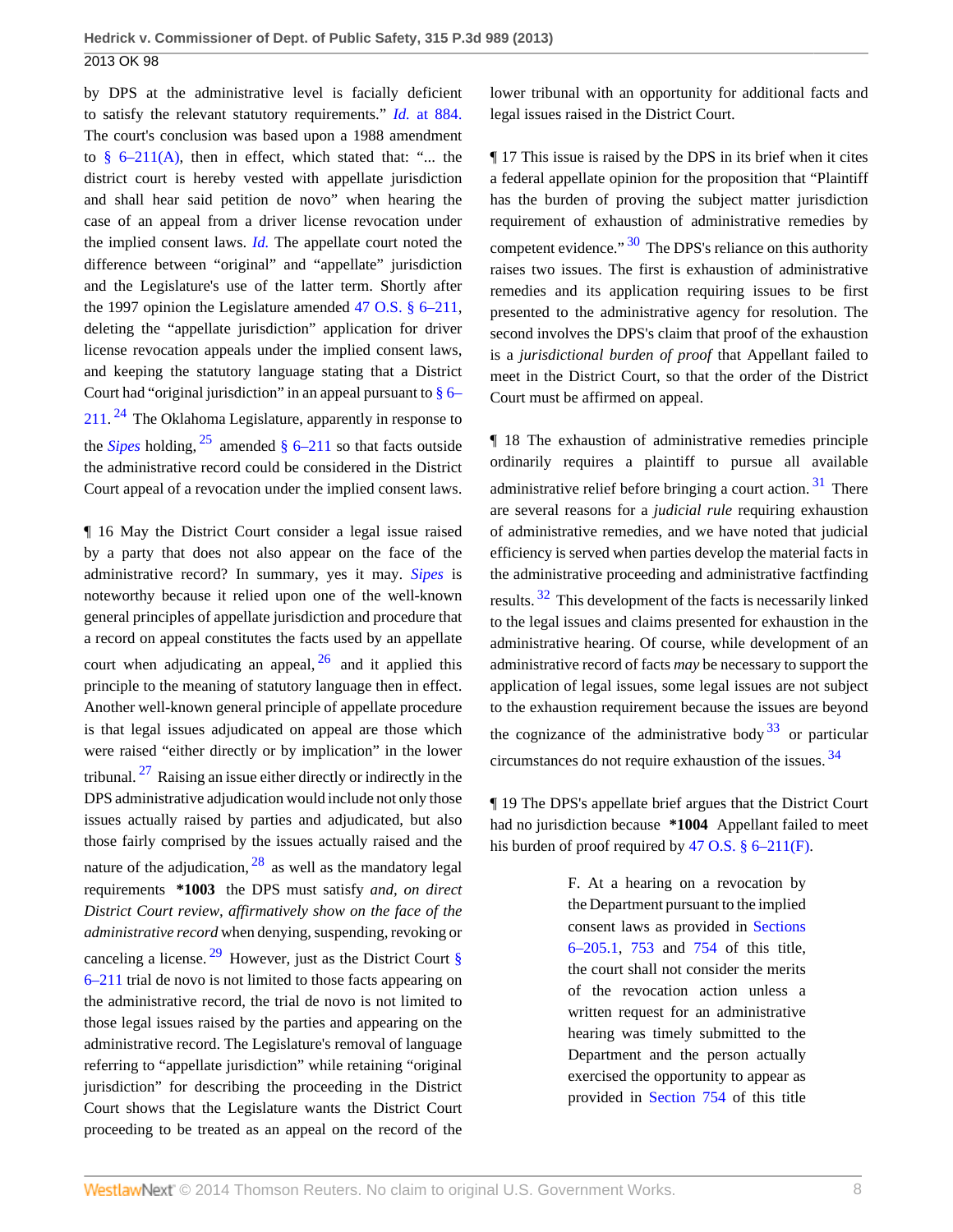by DPS at the administrative level is facially deficient to satisfy the relevant statutory requirements." *Id.* at 884. The court's conclusion was based upon a 1988 amendment to § 6–211(A), then in effect, which stated that: "... the district court is hereby vested with appellate jurisdiction and shall hear said petition de novo" when hearing the case of an appeal from a driver license revocation under the implied consent laws. *Id.* The appellate court noted the difference between "original" and "appellate" jurisdiction and the Legislature's use of the latter term. Shortly after the 1997 opinion the Legislature amended 47 O.S. § 6–211, deleting the "appellate jurisdiction" application for driver license revocation appeals under the implied consent laws, and keeping the statutory language stating that a District Court had "original jurisdiction" in an appeal pursuant to § 6–211.[24] The Oklahoma Legislature, apparently in response to the *Sipes* holding,[25] amended § 6–211 so that facts outside the administrative record could be considered in the District Court appeal of a revocation under the implied consent laws.

¶ 16 May the District Court consider a legal issue raised by a party that does not also appear on the face of the administrative record? In summary, yes it may. *Sipes* is noteworthy because it relied upon one of the well-known general principles of appellate jurisdiction and procedure that a record on appeal constitutes the facts used by an appellate court when adjudicating an appeal,[26] and it applied this principle to the meaning of statutory language then in effect. Another well-known general principle of appellate procedure is that legal issues adjudicated on appeal are those which were raised "either directly or by implication" in the lower tribunal.[27] Raising an issue either directly or indirectly in the DPS administrative adjudication would include not only those issues actually raised by parties and adjudicated, but also those fairly comprised by the issues actually raised and the nature of the adjudication,[28] as well as the mandatory legal requirements **\*1003** the DPS must satisfy *and, on direct District Court review, affirmatively show on the face of the administrative record* when denying, suspending, revoking or canceling a license.[29] However, just as the District Court § 6–211 trial de novo is not limited to those facts appearing on the administrative record, the trial de novo is not limited to those legal issues raised by the parties and appearing on the administrative record. The Legislature's removal of language referring to "appellate jurisdiction" while retaining "original jurisdiction" for describing the proceeding in the District Court shows that the Legislature wants the District Court proceeding to be treated as an appeal on the record of the lower tribunal with an opportunity for additional facts and legal issues raised in the District Court.

¶ 17 This issue is raised by the DPS in its brief when it cites a federal appellate opinion for the proposition that "Plaintiff has the burden of proving the subject matter jurisdiction requirement of exhaustion of administrative remedies by competent evidence."[30] The DPS's reliance on this authority raises two issues. The first is exhaustion of administrative remedies and its application requiring issues to be first presented to the administrative agency for resolution. The second involves the DPS's claim that proof of the exhaustion is a *jurisdictional burden of proof* that Appellant failed to meet in the District Court, so that the order of the District Court must be affirmed on appeal.

¶ 18 The exhaustion of administrative remedies principle ordinarily requires a plaintiff to pursue all available administrative relief before bringing a court action.[31] There are several reasons for a *judicial rule* requiring exhaustion of administrative remedies, and we have noted that judicial efficiency is served when parties develop the material facts in the administrative proceeding and administrative factfinding results.[32] This development of the facts is necessarily linked to the legal issues and claims presented for exhaustion in the administrative hearing. Of course, while development of an administrative record of facts *may* be necessary to support the application of legal issues, some legal issues are not subject to the exhaustion requirement because the issues are beyond the cognizance of the administrative body[33] or particular circumstances do not require exhaustion of the issues.[34]

¶ 19 The DPS's appellate brief argues that the District Court had no jurisdiction because **\*1004** Appellant failed to meet his burden of proof required by 47 O.S. § 6–211(F).

> F. At a hearing on a revocation by the Department pursuant to the implied consent laws as provided in Sections 6–205.1, 753 and 754 of this title, the court shall not consider the merits of the revocation action unless a written request for an administrative hearing was timely submitted to the Department and the person actually exercised the opportunity to appear as provided in Section 754 of this title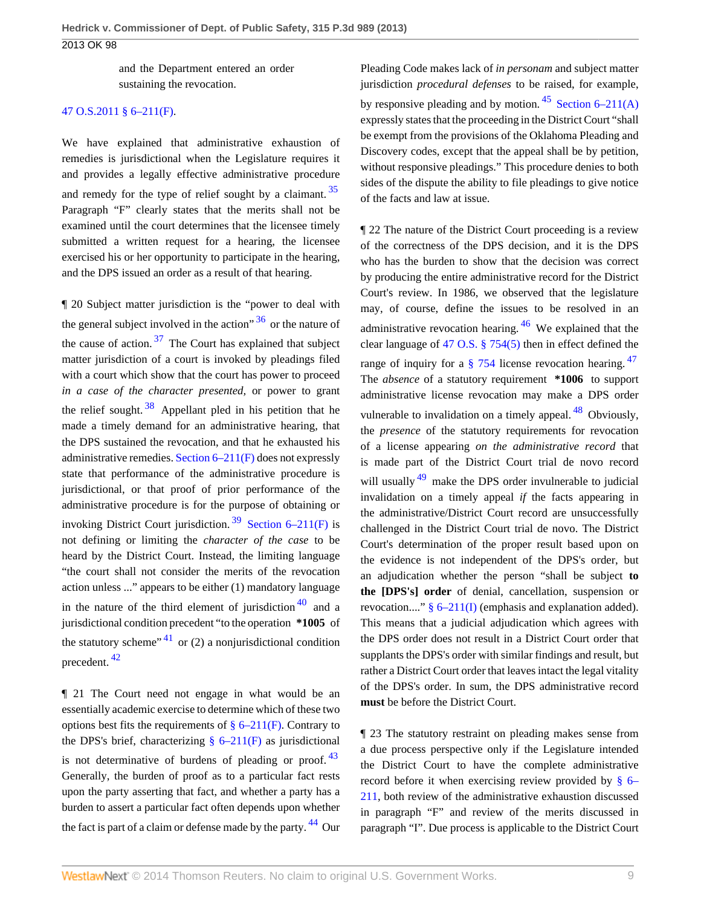and the Department entered an order sustaining the revocation.

47 O.S.2011 § 6–211(F).

We have explained that administrative exhaustion of remedies is jurisdictional when the Legislature requires it and provides a legally effective administrative procedure and remedy for the type of relief sought by a claimant.[35] Paragraph "F" clearly states that the merits shall not be examined until the court determines that the licensee timely submitted a written request for a hearing, the licensee exercised his or her opportunity to participate in the hearing, and the DPS issued an order as a result of that hearing.

¶ 20 Subject matter jurisdiction is the "power to deal with the general subject involved in the action"[36] or the nature of the cause of action.[37] The Court has explained that subject matter jurisdiction of a court is invoked by pleadings filed with a court which show that the court has power to proceed *in a case of the character presented*, or power to grant the relief sought.[38] Appellant pled in his petition that he made a timely demand for an administrative hearing, that the DPS sustained the revocation, and that he exhausted his administrative remedies. Section 6–211(F) does not expressly state that performance of the administrative procedure is jurisdictional, or that proof of prior performance of the administrative procedure is for the purpose of obtaining or invoking District Court jurisdiction.[39] Section 6–211(F) is not defining or limiting the *character of the case* to be heard by the District Court. Instead, the limiting language "the court shall not consider the merits of the revocation action unless ..." appears to be either (1) mandatory language in the nature of the third element of jurisdiction[40] and a jurisdictional condition precedent "to the operation **\*1005** of the statutory scheme"[41] or (2) a nonjurisdictional condition precedent.[42]

¶ 21 The Court need not engage in what would be an essentially academic exercise to determine which of these two options best fits the requirements of § 6–211(F). Contrary to the DPS's brief, characterizing § 6–211(F) as jurisdictional is not determinative of burdens of pleading or proof.[43] Generally, the burden of proof as to a particular fact rests upon the party asserting that fact, and whether a party has a burden to assert a particular fact often depends upon whether the fact is part of a claim or defense made by the party.[44] Our Pleading Code makes lack of *in personam* and subject matter jurisdiction *procedural defenses* to be raised, for example, by responsive pleading and by motion.[45] Section 6–211(A) expressly states that the proceeding in the District Court "shall be exempt from the provisions of the Oklahoma Pleading and Discovery codes, except that the appeal shall be by petition, without responsive pleadings." This procedure denies to both sides of the dispute the ability to file pleadings to give notice of the facts and law at issue.

¶ 22 The nature of the District Court proceeding is a review of the correctness of the DPS decision, and it is the DPS who has the burden to show that the decision was correct by producing the entire administrative record for the District Court's review. In 1986, we observed that the legislature may, of course, define the issues to be resolved in an administrative revocation hearing.[46] We explained that the clear language of 47 O.S. § 754(5) then in effect defined the range of inquiry for a § 754 license revocation hearing.[47] The *absence* of a statutory requirement **\*1006** to support administrative license revocation may make a DPS order vulnerable to invalidation on a timely appeal.[48] Obviously, the *presence* of the statutory requirements for revocation of a license appearing *on the administrative record* that is made part of the District Court trial de novo record will usually[49] make the DPS order invulnerable to judicial invalidation on a timely appeal *if* the facts appearing in the administrative/District Court record are unsuccessfully challenged in the District Court trial de novo. The District Court's determination of the proper result based upon on the evidence is not independent of the DPS's order, but an adjudication whether the person "shall be subject **to the [DPS's] order** of denial, cancellation, suspension or revocation...." § 6–211(I) (emphasis and explanation added). This means that a judicial adjudication which agrees with the DPS order does not result in a District Court order that supplants the DPS's order with similar findings and result, but rather a District Court order that leaves intact the legal vitality of the DPS's order. In sum, the DPS administrative record **must** be before the District Court.

¶ 23 The statutory restraint on pleading makes sense from a due process perspective only if the Legislature intended the District Court to have the complete administrative record before it when exercising review provided by § 6–211, both review of the administrative exhaustion discussed in paragraph "F" and review of the merits discussed in paragraph "I". Due process is applicable to the District Court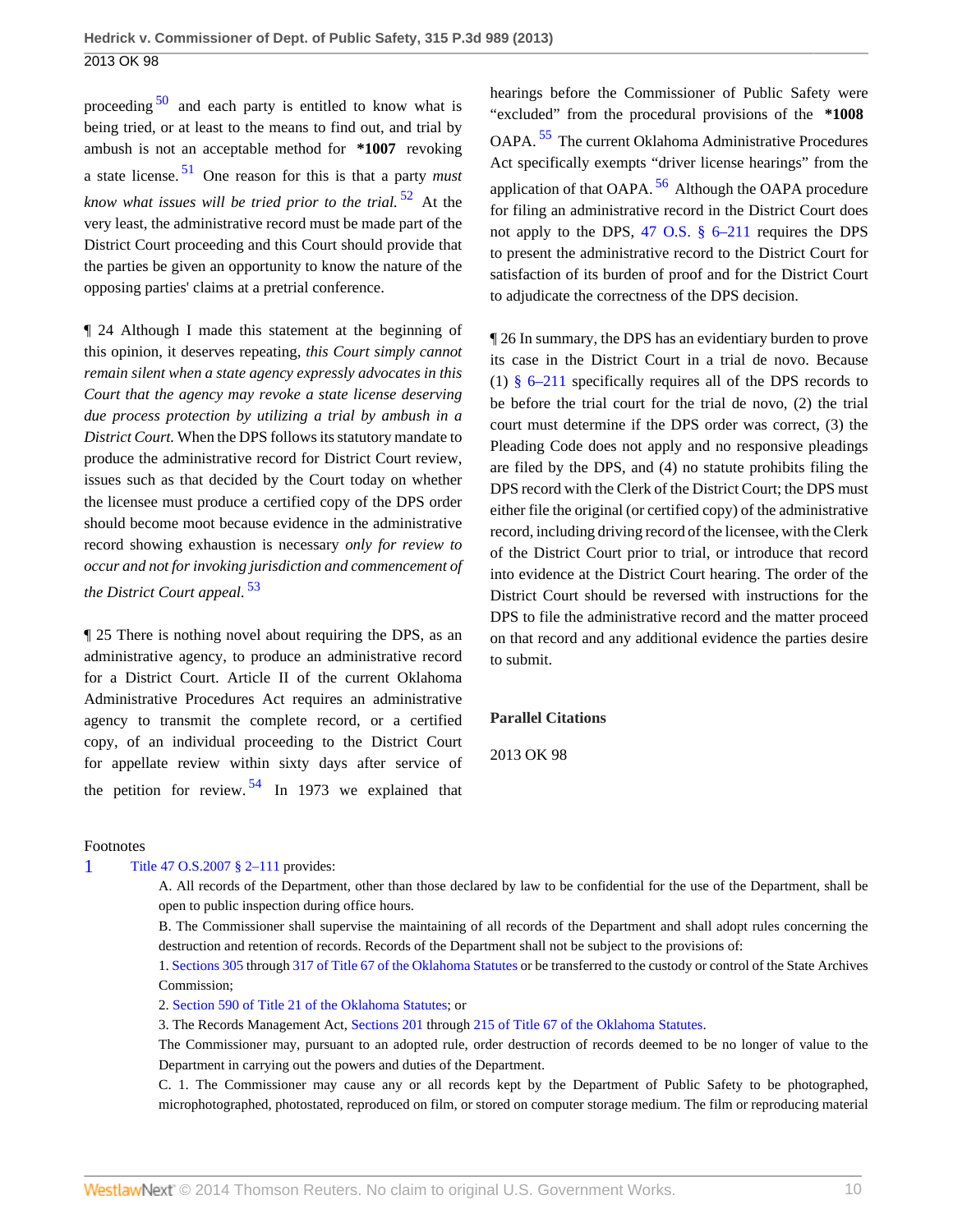proceeding [50] and each party is entitled to know what is being tried, or at least to the means to find out, and trial by ambush is not an acceptable method for **\*1007** revoking a state license. [51] One reason for this is that a party *must know what issues will be tried prior to the trial.* [52] At the very least, the administrative record must be made part of the District Court proceeding and this Court should provide that the parties be given an opportunity to know the nature of the opposing parties' claims at a pretrial conference.

¶ 24 Although I made this statement at the beginning of this opinion, it deserves repeating, *this Court simply cannot remain silent when a state agency expressly advocates in this Court that the agency may revoke a state license deserving due process protection by utilizing a trial by ambush in a District Court.* When the DPS follows its statutory mandate to produce the administrative record for District Court review, issues such as that decided by the Court today on whether the licensee must produce a certified copy of the DPS order should become moot because evidence in the administrative record showing exhaustion is necessary *only for review to occur and not for invoking jurisdiction and commencement of the District Court appeal.* [53]

¶ 25 There is nothing novel about requiring the DPS, as an administrative agency, to produce an administrative record for a District Court. Article II of the current Oklahoma Administrative Procedures Act requires an administrative agency to transmit the complete record, or a certified copy, of an individual proceeding to the District Court for appellate review within sixty days after service of the petition for review. [54] In 1973 we explained that hearings before the Commissioner of Public Safety were "excluded" from the procedural provisions of the **\*1008** OAPA. [55] The current Oklahoma Administrative Procedures Act specifically exempts "driver license hearings" from the application of that OAPA. [56] Although the OAPA procedure for filing an administrative record in the District Court does not apply to the DPS, 47 O.S. § 6–211 requires the DPS to present the administrative record to the District Court for satisfaction of its burden of proof and for the District Court to adjudicate the correctness of the DPS decision.

¶ 26 In summary, the DPS has an evidentiary burden to prove its case in the District Court in a trial de novo. Because (1) § 6–211 specifically requires all of the DPS records to be before the trial court for the trial de novo, (2) the trial court must determine if the DPS order was correct, (3) the Pleading Code does not apply and no responsive pleadings are filed by the DPS, and (4) no statute prohibits filing the DPS record with the Clerk of the District Court; the DPS must either file the original (or certified copy) of the administrative record, including driving record of the licensee, with the Clerk of the District Court prior to trial, or introduce that record into evidence at the District Court hearing. The order of the District Court should be reversed with instructions for the DPS to file the administrative record and the matter proceed on that record and any additional evidence the parties desire to submit.

### Parallel Citations

2013 OK 98

---

Footnotes

1 Title 47 O.S.2007 § 2–111 provides:

A. All records of the Department, other than those declared by law to be confidential for the use of the Department, shall be open to public inspection during office hours.

B. The Commissioner shall supervise the maintaining of all records of the Department and shall adopt rules concerning the destruction and retention of records. Records of the Department shall not be subject to the provisions of:

1. Sections 305 through 317 of Title 67 of the Oklahoma Statutes or be transferred to the custody or control of the State Archives Commission;

2. Section 590 of Title 21 of the Oklahoma Statutes; or

3. The Records Management Act, Sections 201 through 215 of Title 67 of the Oklahoma Statutes.

The Commissioner may, pursuant to an adopted rule, order destruction of records deemed to be no longer of value to the Department in carrying out the powers and duties of the Department.

C. 1. The Commissioner may cause any or all records kept by the Department of Public Safety to be photographed, microphotographed, photostated, reproduced on film, or stored on computer storage medium. The film or reproducing material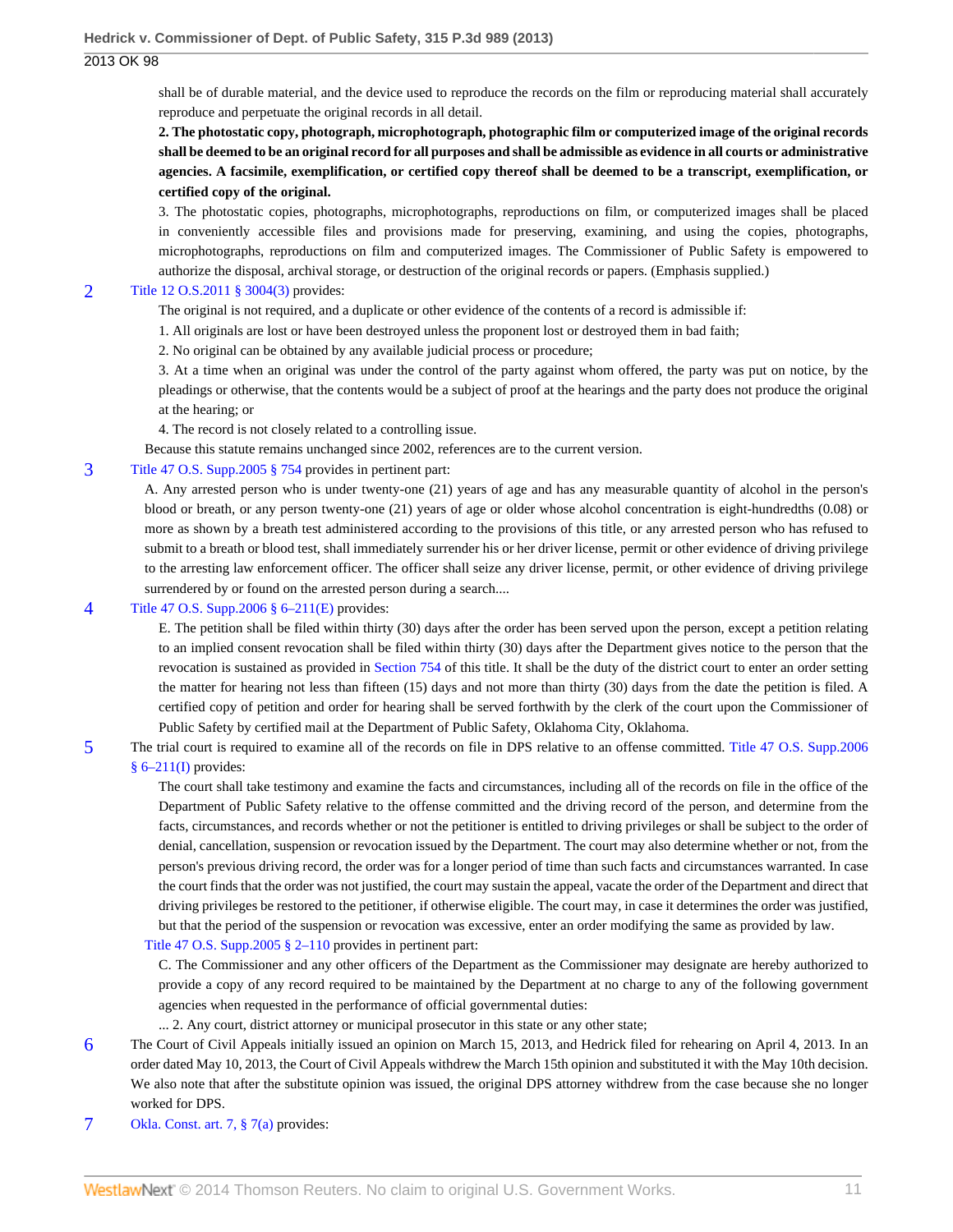shall be of durable material, and the device used to reproduce the records on the film or reproducing material shall accurately reproduce and perpetuate the original records in all detail.

**2. The photostatic copy, photograph, microphotograph, photographic film or computerized image of the original records shall be deemed to be an original record for all purposes and shall be admissible as evidence in all courts or administrative agencies. A facsimile, exemplification, or certified copy thereof shall be deemed to be a transcript, exemplification, or certified copy of the original.**

3. The photostatic copies, photographs, microphotographs, reproductions on film, or computerized images shall be placed in conveniently accessible files and provisions made for preserving, examining, and using the copies, photographs, microphotographs, reproductions on film and computerized images. The Commissioner of Public Safety is empowered to authorize the disposal, archival storage, or destruction of the original records or papers. (Emphasis supplied.)

2 Title 12 O.S.2011 § 3004(3) provides:

The original is not required, and a duplicate or other evidence of the contents of a record is admissible if:

1. All originals are lost or have been destroyed unless the proponent lost or destroyed them in bad faith;

2. No original can be obtained by any available judicial process or procedure;

3. At a time when an original was under the control of the party against whom offered, the party was put on notice, by the pleadings or otherwise, that the contents would be a subject of proof at the hearings and the party does not produce the original at the hearing; or

4. The record is not closely related to a controlling issue.

Because this statute remains unchanged since 2002, references are to the current version.

3 Title 47 O.S. Supp.2005 § 754 provides in pertinent part:

A. Any arrested person who is under twenty-one (21) years of age and has any measurable quantity of alcohol in the person's blood or breath, or any person twenty-one (21) years of age or older whose alcohol concentration is eight-hundredths (0.08) or more as shown by a breath test administered according to the provisions of this title, or any arrested person who has refused to submit to a breath or blood test, shall immediately surrender his or her driver license, permit or other evidence of driving privilege to the arresting law enforcement officer. The officer shall seize any driver license, permit, or other evidence of driving privilege surrendered by or found on the arrested person during a search....

4 Title 47 O.S. Supp.2006 § 6–211(E) provides:

E. The petition shall be filed within thirty (30) days after the order has been served upon the person, except a petition relating to an implied consent revocation shall be filed within thirty (30) days after the Department gives notice to the person that the revocation is sustained as provided in Section 754 of this title. It shall be the duty of the district court to enter an order setting the matter for hearing not less than fifteen (15) days and not more than thirty (30) days from the date the petition is filed. A certified copy of petition and order for hearing shall be served forthwith by the clerk of the court upon the Commissioner of Public Safety by certified mail at the Department of Public Safety, Oklahoma City, Oklahoma.

5 The trial court is required to examine all of the records on file in DPS relative to an offense committed. Title 47 O.S. Supp.2006 § 6–211(I) provides:

The court shall take testimony and examine the facts and circumstances, including all of the records on file in the office of the Department of Public Safety relative to the offense committed and the driving record of the person, and determine from the facts, circumstances, and records whether or not the petitioner is entitled to driving privileges or shall be subject to the order of denial, cancellation, suspension or revocation issued by the Department. The court may also determine whether or not, from the person's previous driving record, the order was for a longer period of time than such facts and circumstances warranted. In case the court finds that the order was not justified, the court may sustain the appeal, vacate the order of the Department and direct that driving privileges be restored to the petitioner, if otherwise eligible. The court may, in case it determines the order was justified, but that the period of the suspension or revocation was excessive, enter an order modifying the same as provided by law.

Title 47 O.S. Supp.2005 § 2–110 provides in pertinent part:

C. The Commissioner and any other officers of the Department as the Commissioner may designate are hereby authorized to provide a copy of any record required to be maintained by the Department at no charge to any of the following government agencies when requested in the performance of official governmental duties:

... 2. Any court, district attorney or municipal prosecutor in this state or any other state;

6 The Court of Civil Appeals initially issued an opinion on March 15, 2013, and Hedrick filed for rehearing on April 4, 2013. In an order dated May 10, 2013, the Court of Civil Appeals withdrew the March 15th opinion and substituted it with the May 10th decision. We also note that after the substitute opinion was issued, the original DPS attorney withdrew from the case because she no longer worked for DPS.

7 Okla. Const. art. 7, § 7(a) provides: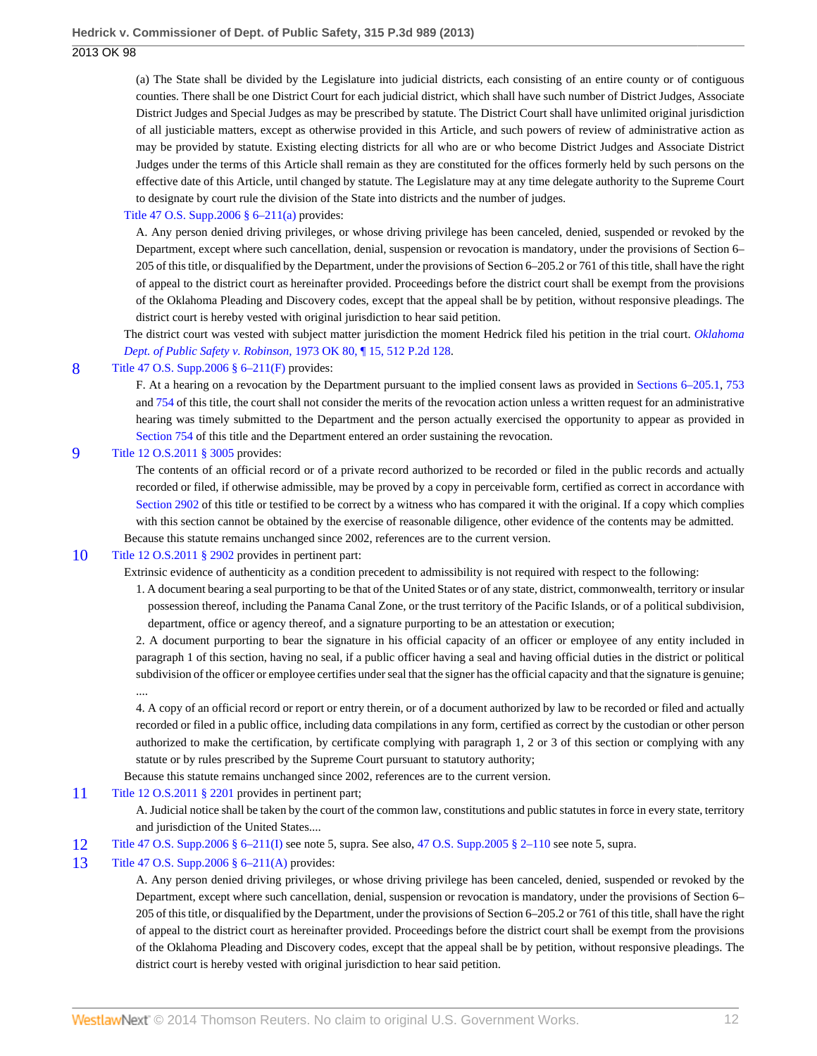(a) The State shall be divided by the Legislature into judicial districts, each consisting of an entire county or of contiguous counties. There shall be one District Court for each judicial district, which shall have such number of District Judges, Associate District Judges and Special Judges as may be prescribed by statute. The District Court shall have unlimited original jurisdiction of all justiciable matters, except as otherwise provided in this Article, and such powers of review of administrative action as may be provided by statute. Existing electing districts for all who are or who become District Judges and Associate District Judges under the terms of this Article shall remain as they are constituted for the offices formerly held by such persons on the effective date of this Article, until changed by statute. The Legislature may at any time delegate authority to the Supreme Court to designate by court rule the division of the State into districts and the number of judges.

Title 47 O.S. Supp.2006 § 6–211(a) provides:

A. Any person denied driving privileges, or whose driving privilege has been canceled, denied, suspended or revoked by the Department, except where such cancellation, denial, suspension or revocation is mandatory, under the provisions of Section 6–205 of this title, or disqualified by the Department, under the provisions of Section 6–205.2 or 761 of this title, shall have the right of appeal to the district court as hereinafter provided. Proceedings before the district court shall be exempt from the provisions of the Oklahoma Pleading and Discovery codes, except that the appeal shall be by petition, without responsive pleadings. The district court is hereby vested with original jurisdiction to hear said petition.

The district court was vested with subject matter jurisdiction the moment Hedrick filed his petition in the trial court. *Oklahoma Dept. of Public Safety v. Robinson,* 1973 OK 80, ¶ 15, 512 P.2d 128.

8 Title 47 O.S. Supp.2006 § 6–211(F) provides:

F. At a hearing on a revocation by the Department pursuant to the implied consent laws as provided in Sections 6–205.1, 753 and 754 of this title, the court shall not consider the merits of the revocation action unless a written request for an administrative hearing was timely submitted to the Department and the person actually exercised the opportunity to appear as provided in Section 754 of this title and the Department entered an order sustaining the revocation.

9 Title 12 O.S.2011 § 3005 provides:

The contents of an official record or of a private record authorized to be recorded or filed in the public records and actually recorded or filed, if otherwise admissible, may be proved by a copy in perceivable form, certified as correct in accordance with Section 2902 of this title or testified to be correct by a witness who has compared it with the original. If a copy which complies with this section cannot be obtained by the exercise of reasonable diligence, other evidence of the contents may be admitted.

Because this statute remains unchanged since 2002, references are to the current version.

10 Title 12 O.S.2011 § 2902 provides in pertinent part:

Extrinsic evidence of authenticity as a condition precedent to admissibility is not required with respect to the following:

1. A document bearing a seal purporting to be that of the United States or of any state, district, commonwealth, territory or insular possession thereof, including the Panama Canal Zone, or the trust territory of the Pacific Islands, or of a political subdivision, department, office or agency thereof, and a signature purporting to be an attestation or execution;

2. A document purporting to bear the signature in his official capacity of an officer or employee of any entity included in paragraph 1 of this section, having no seal, if a public officer having a seal and having official duties in the district or political subdivision of the officer or employee certifies under seal that the signer has the official capacity and that the signature is genuine;

....

4. A copy of an official record or report or entry therein, or of a document authorized by law to be recorded or filed and actually recorded or filed in a public office, including data compilations in any form, certified as correct by the custodian or other person authorized to make the certification, by certificate complying with paragraph 1, 2 or 3 of this section or complying with any statute or by rules prescribed by the Supreme Court pursuant to statutory authority;

Because this statute remains unchanged since 2002, references are to the current version.

11 Title 12 O.S.2011 § 2201 provides in pertinent part;

A. Judicial notice shall be taken by the court of the common law, constitutions and public statutes in force in every state, territory and jurisdiction of the United States....

12 Title 47 O.S. Supp.2006 § 6–211(I) see note 5, supra. See also, 47 O.S. Supp.2005 § 2–110 see note 5, supra.

13 Title 47 O.S. Supp.2006 § 6–211(A) provides:

A. Any person denied driving privileges, or whose driving privilege has been canceled, denied, suspended or revoked by the Department, except where such cancellation, denial, suspension or revocation is mandatory, under the provisions of Section 6–205 of this title, or disqualified by the Department, under the provisions of Section 6–205.2 or 761 of this title, shall have the right of appeal to the district court as hereinafter provided. Proceedings before the district court shall be exempt from the provisions of the Oklahoma Pleading and Discovery codes, except that the appeal shall be by petition, without responsive pleadings. The district court is hereby vested with original jurisdiction to hear said petition.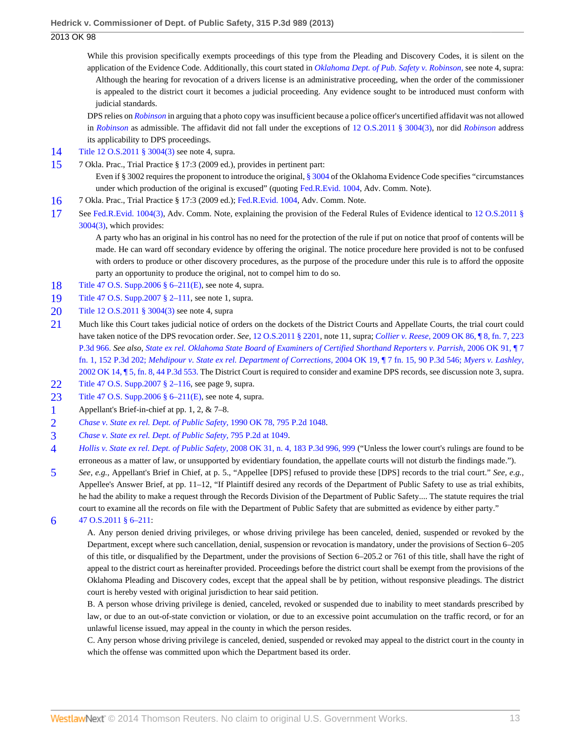While this provision specifically exempts proceedings of this type from the Pleading and Discovery Codes, it is silent on the application of the Evidence Code. Additionally, this court stated in *Oklahoma Dept. of Pub. Safety v. Robinson,* see note 4, supra:

> Although the hearing for revocation of a drivers license is an administrative proceeding, when the order of the commissioner is appealed to the district court it becomes a judicial proceeding. Any evidence sought to be introduced must conform with judicial standards.

DPS relies on *Robinson* in arguing that a photo copy was insufficient because a police officer's uncertified affidavit was not allowed in *Robinson* as admissible. The affidavit did not fall under the exceptions of 12 O.S.2011 § 3004(3), nor did *Robinson* address its applicability to DPS proceedings.

14 Title 12 O.S.2011 § 3004(3) see note 4, supra.

15 7 Okla. Prac., Trial Practice § 17:3 (2009 ed.), provides in pertinent part:

> Even if § 3002 requires the proponent to introduce the original, § 3004 of the Oklahoma Evidence Code specifies "circumstances under which production of the original is excused" (quoting Fed.R.Evid. 1004, Adv. Comm. Note).

16 7 Okla. Prac., Trial Practice § 17:3 (2009 ed.); Fed.R.Evid. 1004, Adv. Comm. Note.

17 See Fed.R.Evid. 1004(3), Adv. Comm. Note, explaining the provision of the Federal Rules of Evidence identical to 12 O.S.2011 § 3004(3), which provides:

> A party who has an original in his control has no need for the protection of the rule if put on notice that proof of contents will be made. He can ward off secondary evidence by offering the original. The notice procedure here provided is not to be confused with orders to produce or other discovery procedures, as the purpose of the procedure under this rule is to afford the opposite party an opportunity to produce the original, not to compel him to do so.

18 Title 47 O.S. Supp.2006 § 6–211(E), see note 4, supra.

19 Title 47 O.S. Supp.2007 § 2–111, see note 1, supra.

20 Title 12 O.S.2011 § 3004(3) see note 4, supra

21 Much like this Court takes judicial notice of orders on the dockets of the District Courts and Appellate Courts, the trial court could have taken notice of the DPS revocation order. *See,* 12 O.S.2011 § 2201, note 11, supra; *Collier v. Reese,* 2009 OK 86, ¶ 8, fn. 7, 223 P.3d 966. *See also, State ex rel. Oklahoma State Board of Examiners of Certified Shorthand Reporters v. Parrish,* 2006 OK 91, ¶ 7 fn. 1, 152 P.3d 202; *Mehdipour v. State ex rel. Department of Corrections,* 2004 OK 19, ¶ 7 fn. 15, 90 P.3d 546; *Myers v. Lashley,* 2002 OK 14, ¶ 5, fn. 8, 44 P.3d 553. The District Court is required to consider and examine DPS records, see discussion note 3, supra.

22 Title 47 O.S. Supp.2007 § 2–116, see page 9, supra.

23 Title 47 O.S. Supp.2006 § 6–211(E), see note 4, supra.

1 Appellant's Brief-in-chief at pp. 1, 2, & 7–8.

2 *Chase v. State ex rel. Dept. of Public Safety,* 1990 OK 78, 795 P.2d 1048.

3 *Chase v. State ex rel. Dept. of Public Safety,* 795 P.2d at 1049.

4 *Hollis v. State ex rel. Dept. of Public Safety,* 2008 OK 31, n. 4, 183 P.3d 996, 999 ("Unless the lower court's rulings are found to be erroneous as a matter of law, or unsupported by evidentiary foundation, the appellate courts will not disturb the findings made.").

5 *See, e.g.,* Appellant's Brief in Chief, at p. 5., "Appellee [DPS] refused to provide these [DPS] records to the trial court." *See, e.g.,* Appellee's Answer Brief, at pp. 11–12, "If Plaintiff desired any records of the Department of Public Safety to use as trial exhibits, he had the ability to make a request through the Records Division of the Department of Public Safety.... The statute requires the trial court to examine all the records on file with the Department of Public Safety that are submitted as evidence by either party."

6 47 O.S.2011 § 6–211:

> A. Any person denied driving privileges, or whose driving privilege has been canceled, denied, suspended or revoked by the Department, except where such cancellation, denial, suspension or revocation is mandatory, under the provisions of Section 6–205 of this title, or disqualified by the Department, under the provisions of Section 6–205.2 or 761 of this title, shall have the right of appeal to the district court as hereinafter provided. Proceedings before the district court shall be exempt from the provisions of the Oklahoma Pleading and Discovery codes, except that the appeal shall be by petition, without responsive pleadings. The district court is hereby vested with original jurisdiction to hear said petition.
>
> B. A person whose driving privilege is denied, canceled, revoked or suspended due to inability to meet standards prescribed by law, or due to an out-of-state conviction or violation, or due to an excessive point accumulation on the traffic record, or for an unlawful license issued, may appeal in the county in which the person resides.
>
> C. Any person whose driving privilege is canceled, denied, suspended or revoked may appeal to the district court in the county in which the offense was committed upon which the Department based its order.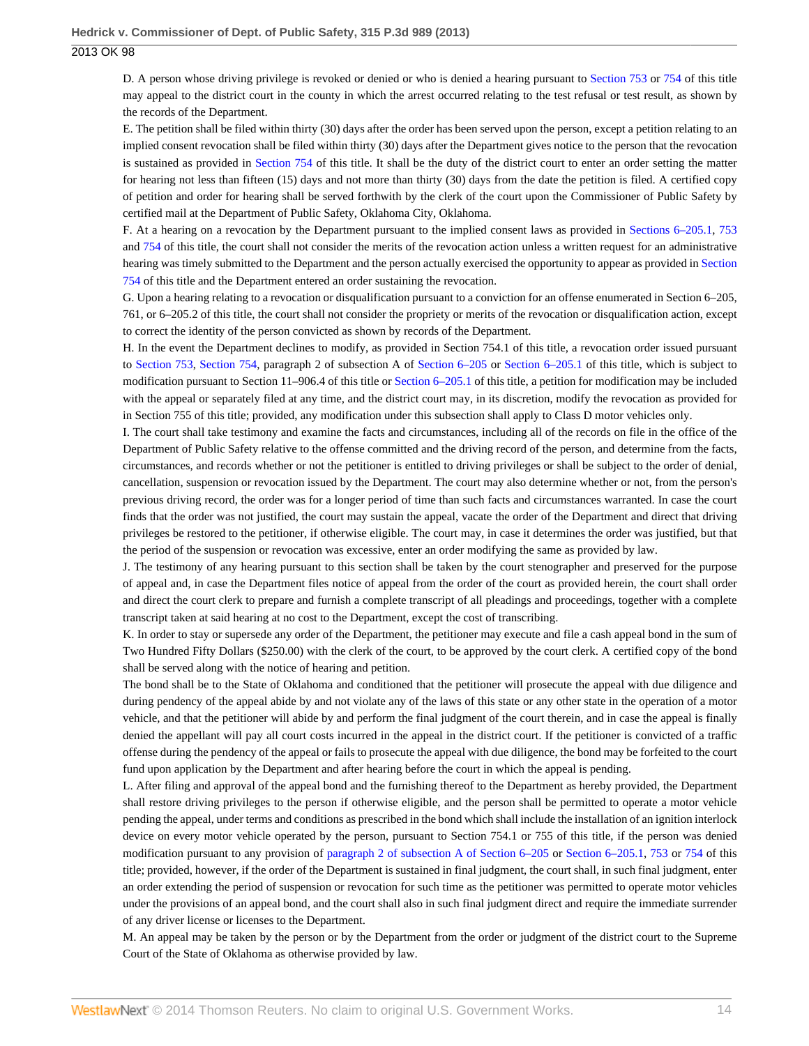D. A person whose driving privilege is revoked or denied or who is denied a hearing pursuant to Section 753 or 754 of this title may appeal to the district court in the county in which the arrest occurred relating to the test refusal or test result, as shown by the records of the Department.

E. The petition shall be filed within thirty (30) days after the order has been served upon the person, except a petition relating to an implied consent revocation shall be filed within thirty (30) days after the Department gives notice to the person that the revocation is sustained as provided in Section 754 of this title. It shall be the duty of the district court to enter an order setting the matter for hearing not less than fifteen (15) days and not more than thirty (30) days from the date the petition is filed. A certified copy of petition and order for hearing shall be served forthwith by the clerk of the court upon the Commissioner of Public Safety by certified mail at the Department of Public Safety, Oklahoma City, Oklahoma.

F. At a hearing on a revocation by the Department pursuant to the implied consent laws as provided in Sections 6–205.1, 753 and 754 of this title, the court shall not consider the merits of the revocation action unless a written request for an administrative hearing was timely submitted to the Department and the person actually exercised the opportunity to appear as provided in Section 754 of this title and the Department entered an order sustaining the revocation.

G. Upon a hearing relating to a revocation or disqualification pursuant to a conviction for an offense enumerated in Section 6–205, 761, or 6–205.2 of this title, the court shall not consider the propriety or merits of the revocation or disqualification action, except to correct the identity of the person convicted as shown by records of the Department.

H. In the event the Department declines to modify, as provided in Section 754.1 of this title, a revocation order issued pursuant to Section 753, Section 754, paragraph 2 of subsection A of Section 6–205 or Section 6–205.1 of this title, which is subject to modification pursuant to Section 11–906.4 of this title or Section 6–205.1 of this title, a petition for modification may be included with the appeal or separately filed at any time, and the district court may, in its discretion, modify the revocation as provided for in Section 755 of this title; provided, any modification under this subsection shall apply to Class D motor vehicles only.

I. The court shall take testimony and examine the facts and circumstances, including all of the records on file in the office of the Department of Public Safety relative to the offense committed and the driving record of the person, and determine from the facts, circumstances, and records whether or not the petitioner is entitled to driving privileges or shall be subject to the order of denial, cancellation, suspension or revocation issued by the Department. The court may also determine whether or not, from the person's previous driving record, the order was for a longer period of time than such facts and circumstances warranted. In case the court finds that the order was not justified, the court may sustain the appeal, vacate the order of the Department and direct that driving privileges be restored to the petitioner, if otherwise eligible. The court may, in case it determines the order was justified, but that the period of the suspension or revocation was excessive, enter an order modifying the same as provided by law.

J. The testimony of any hearing pursuant to this section shall be taken by the court stenographer and preserved for the purpose of appeal and, in case the Department files notice of appeal from the order of the court as provided herein, the court shall order and direct the court clerk to prepare and furnish a complete transcript of all pleadings and proceedings, together with a complete transcript taken at said hearing at no cost to the Department, except the cost of transcribing.

K. In order to stay or supersede any order of the Department, the petitioner may execute and file a cash appeal bond in the sum of Two Hundred Fifty Dollars ($250.00) with the clerk of the court, to be approved by the court clerk. A certified copy of the bond shall be served along with the notice of hearing and petition.

The bond shall be to the State of Oklahoma and conditioned that the petitioner will prosecute the appeal with due diligence and during pendency of the appeal abide by and not violate any of the laws of this state or any other state in the operation of a motor vehicle, and that the petitioner will abide by and perform the final judgment of the court therein, and in case the appeal is finally denied the appellant will pay all court costs incurred in the appeal in the district court. If the petitioner is convicted of a traffic offense during the pendency of the appeal or fails to prosecute the appeal with due diligence, the bond may be forfeited to the court fund upon application by the Department and after hearing before the court in which the appeal is pending.

L. After filing and approval of the appeal bond and the furnishing thereof to the Department as hereby provided, the Department shall restore driving privileges to the person if otherwise eligible, and the person shall be permitted to operate a motor vehicle pending the appeal, under terms and conditions as prescribed in the bond which shall include the installation of an ignition interlock device on every motor vehicle operated by the person, pursuant to Section 754.1 or 755 of this title, if the person was denied modification pursuant to any provision of paragraph 2 of subsection A of Section 6–205 or Section 6–205.1, 753 or 754 of this title; provided, however, if the order of the Department is sustained in final judgment, the court shall, in such final judgment, enter an order extending the period of suspension or revocation for such time as the petitioner was permitted to operate motor vehicles under the provisions of an appeal bond, and the court shall also in such final judgment direct and require the immediate surrender of any driver license or licenses to the Department.

M. An appeal may be taken by the person or by the Department from the order or judgment of the district court to the Supreme Court of the State of Oklahoma as otherwise provided by law.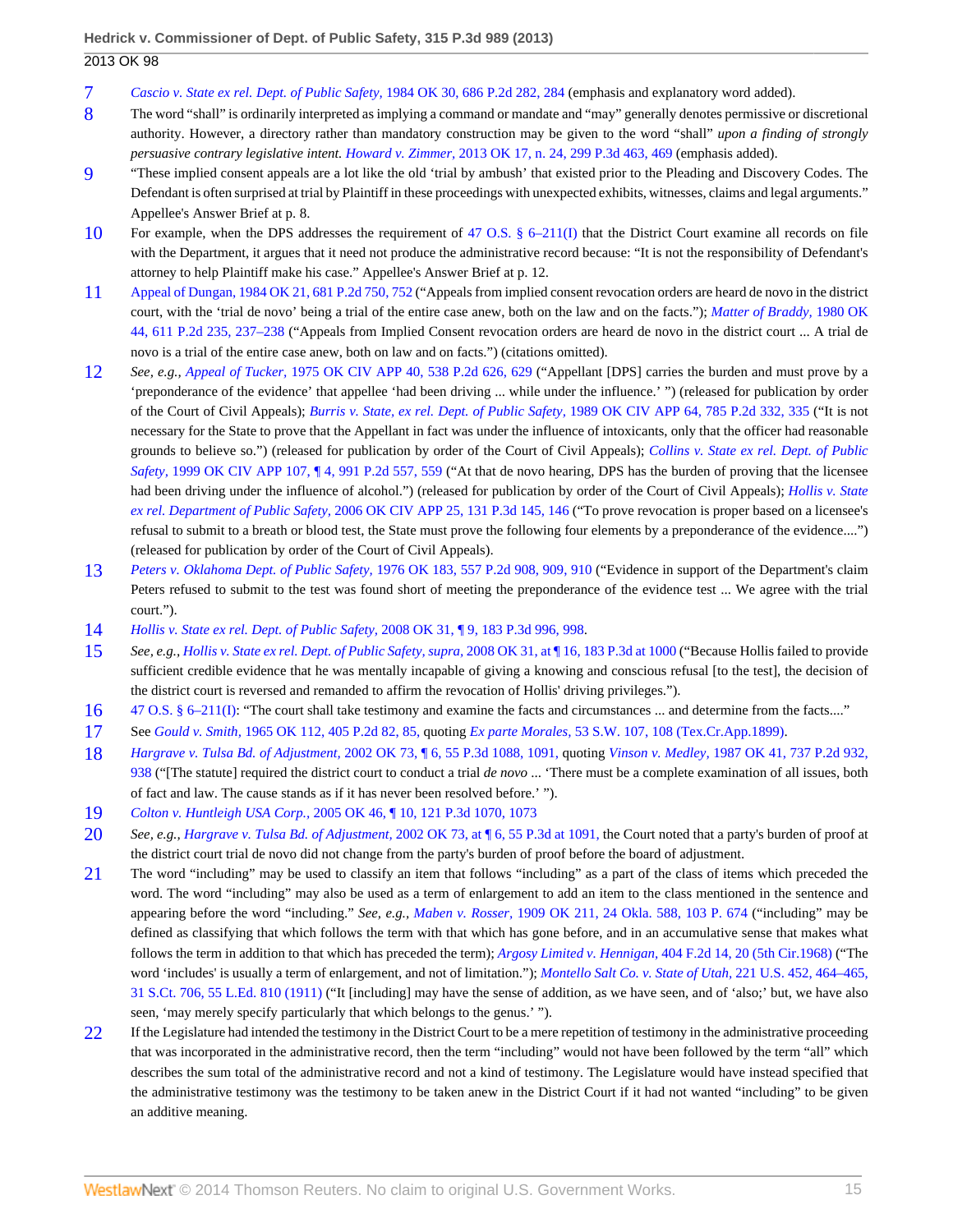7 *Cascio v. State ex rel. Dept. of Public Safety,* 1984 OK 30, 686 P.2d 282, 284 (emphasis and explanatory word added).

8 The word "shall" is ordinarily interpreted as implying a command or mandate and "may" generally denotes permissive or discretional authority. However, a directory rather than mandatory construction may be given to the word "shall" *upon a finding of strongly persuasive contrary legislative intent. Howard v. Zimmer,* 2013 OK 17, n. 24, 299 P.3d 463, 469 (emphasis added).

9 "These implied consent appeals are a lot like the old 'trial by ambush' that existed prior to the Pleading and Discovery Codes. The Defendant is often surprised at trial by Plaintiff in these proceedings with unexpected exhibits, witnesses, claims and legal arguments." Appellee's Answer Brief at p. 8.

10 For example, when the DPS addresses the requirement of 47 O.S. § 6–211(I) that the District Court examine all records on file with the Department, it argues that it need not produce the administrative record because: "It is not the responsibility of Defendant's attorney to help Plaintiff make his case." Appellee's Answer Brief at p. 12.

11 Appeal of Dungan, 1984 OK 21, 681 P.2d 750, 752 ("Appeals from implied consent revocation orders are heard de novo in the district court, with the 'trial de novo' being a trial of the entire case anew, both on the law and on the facts."); *Matter of Braddy,* 1980 OK 44, 611 P.2d 235, 237–238 ("Appeals from Implied Consent revocation orders are heard de novo in the district court ... A trial de novo is a trial of the entire case anew, both on law and on facts.") (citations omitted).

12 *See, e.g., Appeal of Tucker,* 1975 OK CIV APP 40, 538 P.2d 626, 629 ("Appellant [DPS] carries the burden and must prove by a 'preponderance of the evidence' that appellee 'had been driving ... while under the influence.' ") (released for publication by order of the Court of Civil Appeals); *Burris v. State, ex rel. Dept. of Public Safety,* 1989 OK CIV APP 64, 785 P.2d 332, 335 ("It is not necessary for the State to prove that the Appellant in fact was under the influence of intoxicants, only that the officer had reasonable grounds to believe so.") (released for publication by order of the Court of Civil Appeals); *Collins v. State ex rel. Dept. of Public Safety,* 1999 OK CIV APP 107, ¶ 4, 991 P.2d 557, 559 ("At that de novo hearing, DPS has the burden of proving that the licensee had been driving under the influence of alcohol.") (released for publication by order of the Court of Civil Appeals); *Hollis v. State ex rel. Department of Public Safety,* 2006 OK CIV APP 25, 131 P.3d 145, 146 ("To prove revocation is proper based on a licensee's refusal to submit to a breath or blood test, the State must prove the following four elements by a preponderance of the evidence....") (released for publication by order of the Court of Civil Appeals).

13 *Peters v. Oklahoma Dept. of Public Safety,* 1976 OK 183, 557 P.2d 908, 909, 910 ("Evidence in support of the Department's claim Peters refused to submit to the test was found short of meeting the preponderance of the evidence test ... We agree with the trial court.").

14 *Hollis v. State ex rel. Dept. of Public Safety,* 2008 OK 31, ¶ 9, 183 P.3d 996, 998.

15 *See, e.g., Hollis v. State ex rel. Dept. of Public Safety, supra,* 2008 OK 31, at ¶ 16, 183 P.3d at 1000 ("Because Hollis failed to provide sufficient credible evidence that he was mentally incapable of giving a knowing and conscious refusal [to the test], the decision of the district court is reversed and remanded to affirm the revocation of Hollis' driving privileges.").

16 47 O.S. § 6–211(I): "The court shall take testimony and examine the facts and circumstances ... and determine from the facts...."

17 See *Gould v. Smith,* 1965 OK 112, 405 P.2d 82, 85, quoting *Ex parte Morales,* 53 S.W. 107, 108 (Tex.Cr.App.1899).

18 *Hargrave v. Tulsa Bd. of Adjustment,* 2002 OK 73, ¶ 6, 55 P.3d 1088, 1091, quoting *Vinson v. Medley,* 1987 OK 41, 737 P.2d 932, 938 ("[The statute] required the district court to conduct a trial *de novo* ... 'There must be a complete examination of all issues, both of fact and law. The cause stands as if it has never been resolved before.' ").

19 *Colton v. Huntleigh USA Corp.,* 2005 OK 46, ¶ 10, 121 P.3d 1070, 1073

20 *See, e.g., Hargrave v. Tulsa Bd. of Adjustment,* 2002 OK 73, at ¶ 6, 55 P.3d at 1091, the Court noted that a party's burden of proof at the district court trial de novo did not change from the party's burden of proof before the board of adjustment.

21 The word "including" may be used to classify an item that follows "including" as a part of the class of items which preceded the word. The word "including" may also be used as a term of enlargement to add an item to the class mentioned in the sentence and appearing before the word "including." *See, e.g., Maben v. Rosser,* 1909 OK 211, 24 Okla. 588, 103 P. 674 ("including" may be defined as classifying that which follows the term with that which has gone before, and in an accumulative sense that makes what follows the term in addition to that which has preceded the term); *Argosy Limited v. Hennigan,* 404 F.2d 14, 20 (5th Cir.1968) ("The word 'includes' is usually a term of enlargement, and not of limitation."); *Montello Salt Co. v. State of Utah,* 221 U.S. 452, 464–465, 31 S.Ct. 706, 55 L.Ed. 810 (1911) ("It [including] may have the sense of addition, as we have seen, and of 'also;' but, we have also seen, 'may merely specify particularly that which belongs to the genus.' ").

22 If the Legislature had intended the testimony in the District Court to be a mere repetition of testimony in the administrative proceeding that was incorporated in the administrative record, then the term "including" would not have been followed by the term "all" which describes the sum total of the administrative record and not a kind of testimony. The Legislature would have instead specified that the administrative testimony was the testimony to be taken anew in the District Court if it had not wanted "including" to be given an additive meaning.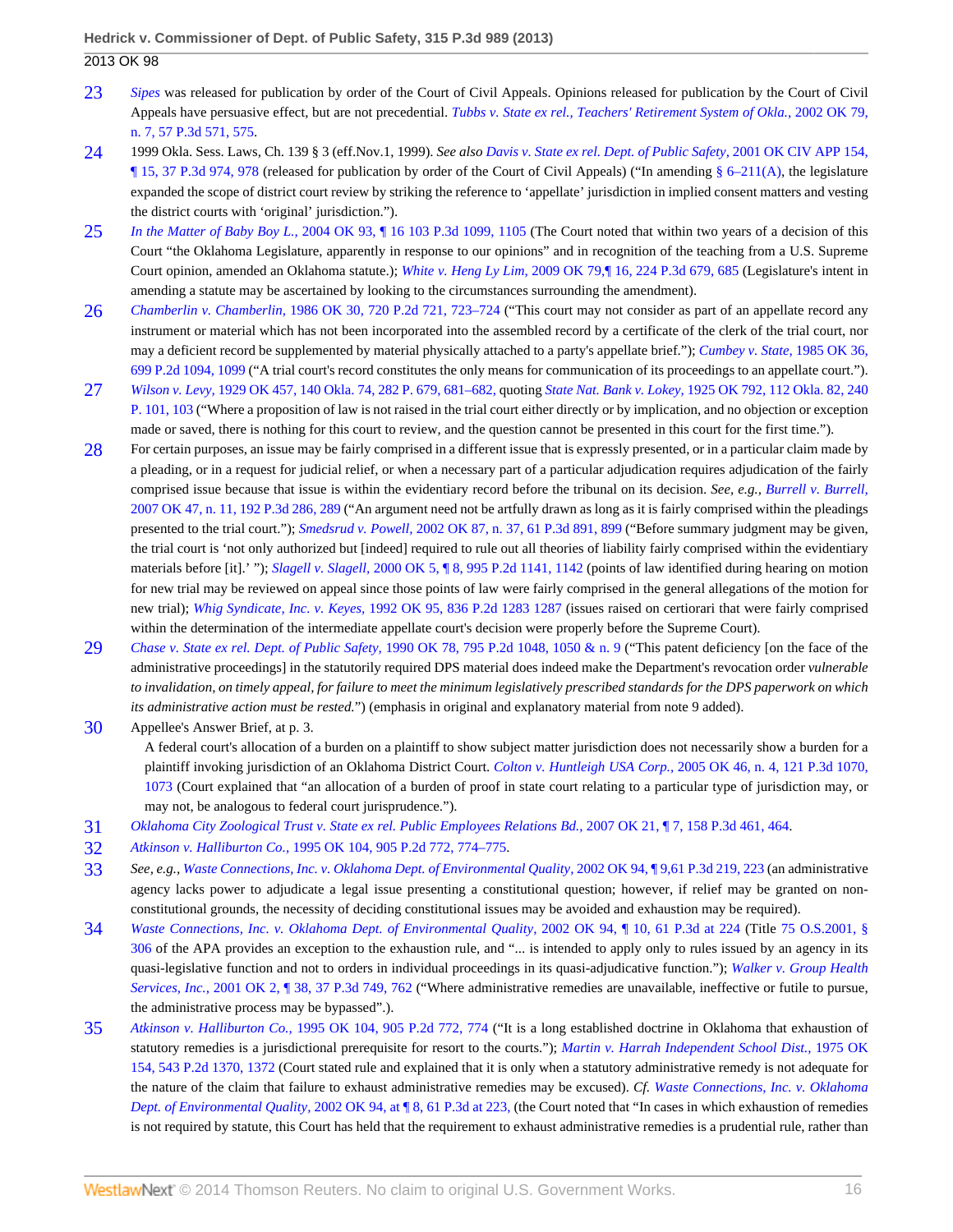23 *Sipes* was released for publication by order of the Court of Civil Appeals. Opinions released for publication by the Court of Civil Appeals have persuasive effect, but are not precedential. *Tubbs v. State ex rel., Teachers' Retirement System of Okla.,* 2002 OK 79, n. 7, 57 P.3d 571, 575.

24 1999 Okla. Sess. Laws, Ch. 139 § 3 (eff.Nov.1, 1999). *See also Davis v. State ex rel. Dept. of Public Safety,* 2001 OK CIV APP 154, ¶ 15, 37 P.3d 974, 978 (released for publication by order of the Court of Civil Appeals) ("In amending § 6–211(A), the legislature expanded the scope of district court review by striking the reference to 'appellate' jurisdiction in implied consent matters and vesting the district courts with 'original' jurisdiction.").

25 *In the Matter of Baby Boy L.,* 2004 OK 93, ¶ 16 103 P.3d 1099, 1105 (The Court noted that within two years of a decision of this Court "the Oklahoma Legislature, apparently in response to our opinions" and in recognition of the teaching from a U.S. Supreme Court opinion, amended an Oklahoma statute.); *White v. Heng Ly Lim,* 2009 OK 79,¶ 16, 224 P.3d 679, 685 (Legislature's intent in amending a statute may be ascertained by looking to the circumstances surrounding the amendment).

26 *Chamberlin v. Chamberlin,* 1986 OK 30, 720 P.2d 721, 723–724 ("This court may not consider as part of an appellate record any instrument or material which has not been incorporated into the assembled record by a certificate of the clerk of the trial court, nor may a deficient record be supplemented by material physically attached to a party's appellate brief."); *Cumbey v. State,* 1985 OK 36, 699 P.2d 1094, 1099 ("A trial court's record constitutes the only means for communication of its proceedings to an appellate court.").

27 *Wilson v. Levy,* 1929 OK 457, 140 Okla. 74, 282 P. 679, 681–682, quoting *State Nat. Bank v. Lokey,* 1925 OK 792, 112 Okla. 82, 240 P. 101, 103 ("Where a proposition of law is not raised in the trial court either directly or by implication, and no objection or exception made or saved, there is nothing for this court to review, and the question cannot be presented in this court for the first time.").

28 For certain purposes, an issue may be fairly comprised in a different issue that is expressly presented, or in a particular claim made by a pleading, or in a request for judicial relief, or when a necessary part of a particular adjudication requires adjudication of the fairly comprised issue because that issue is within the evidentiary record before the tribunal on its decision. *See, e.g., Burrell v. Burrell,* 2007 OK 47, n. 11, 192 P.3d 286, 289 ("An argument need not be artfully drawn as long as it is fairly comprised within the pleadings presented to the trial court."); *Smedsrud v. Powell,* 2002 OK 87, n. 37, 61 P.3d 891, 899 ("Before summary judgment may be given, the trial court is 'not only authorized but [indeed] required to rule out all theories of liability fairly comprised within the evidentiary materials before [it].' "); *Slagell v. Slagell,* 2000 OK 5, ¶ 8, 995 P.2d 1141, 1142 (points of law identified during hearing on motion for new trial may be reviewed on appeal since those points of law were fairly comprised in the general allegations of the motion for new trial); *Whig Syndicate, Inc. v. Keyes,* 1992 OK 95, 836 P.2d 1283 1287 (issues raised on certiorari that were fairly comprised within the determination of the intermediate appellate court's decision were properly before the Supreme Court).

29 *Chase v. State ex rel. Dept. of Public Safety,* 1990 OK 78, 795 P.2d 1048, 1050 & n. 9 ("This patent deficiency [on the face of the administrative proceedings] in the statutorily required DPS material does indeed make the Department's revocation order *vulnerable to invalidation, on timely appeal, for failure to meet the minimum legislatively prescribed standards for the DPS paperwork on which its administrative action must be rested.*") (emphasis in original and explanatory material from note 9 added).

30 Appellee's Answer Brief, at p. 3.

A federal court's allocation of a burden on a plaintiff to show subject matter jurisdiction does not necessarily show a burden for a plaintiff invoking jurisdiction of an Oklahoma District Court. *Colton v. Huntleigh USA Corp.,* 2005 OK 46, n. 4, 121 P.3d 1070, 1073 (Court explained that "an allocation of a burden of proof in state court relating to a particular type of jurisdiction may, or may not, be analogous to federal court jurisprudence.").

31 *Oklahoma City Zoological Trust v. State ex rel. Public Employees Relations Bd.,* 2007 OK 21, ¶ 7, 158 P.3d 461, 464.

32 *Atkinson v. Halliburton Co.,* 1995 OK 104, 905 P.2d 772, 774–775.

33 *See, e.g., Waste Connections, Inc. v. Oklahoma Dept. of Environmental Quality,* 2002 OK 94, ¶ 9,61 P.3d 219, 223 (an administrative agency lacks power to adjudicate a legal issue presenting a constitutional question; however, if relief may be granted on non-constitutional grounds, the necessity of deciding constitutional issues may be avoided and exhaustion may be required).

34 *Waste Connections, Inc. v. Oklahoma Dept. of Environmental Quality,* 2002 OK 94, ¶ 10, 61 P.3d at 224 (Title 75 O.S.2001, § 306 of the APA provides an exception to the exhaustion rule, and "... is intended to apply only to rules issued by an agency in its quasi-legislative function and not to orders in individual proceedings in its quasi-adjudicative function."); *Walker v. Group Health Services, Inc.,* 2001 OK 2, ¶ 38, 37 P.3d 749, 762 ("Where administrative remedies are unavailable, ineffective or futile to pursue, the administrative process may be bypassed".).

35 *Atkinson v. Halliburton Co.,* 1995 OK 104, 905 P.2d 772, 774 ("It is a long established doctrine in Oklahoma that exhaustion of statutory remedies is a jurisdictional prerequisite for resort to the courts."); *Martin v. Harrah Independent School Dist.,* 1975 OK 154, 543 P.2d 1370, 1372 (Court stated rule and explained that it is only when a statutory administrative remedy is not adequate for the nature of the claim that failure to exhaust administrative remedies may be excused). *Cf. Waste Connections, Inc. v. Oklahoma Dept. of Environmental Quality,* 2002 OK 94, at ¶ 8, 61 P.3d at 223, (the Court noted that "In cases in which exhaustion of remedies is not required by statute, this Court has held that the requirement to exhaust administrative remedies is a prudential rule, rather than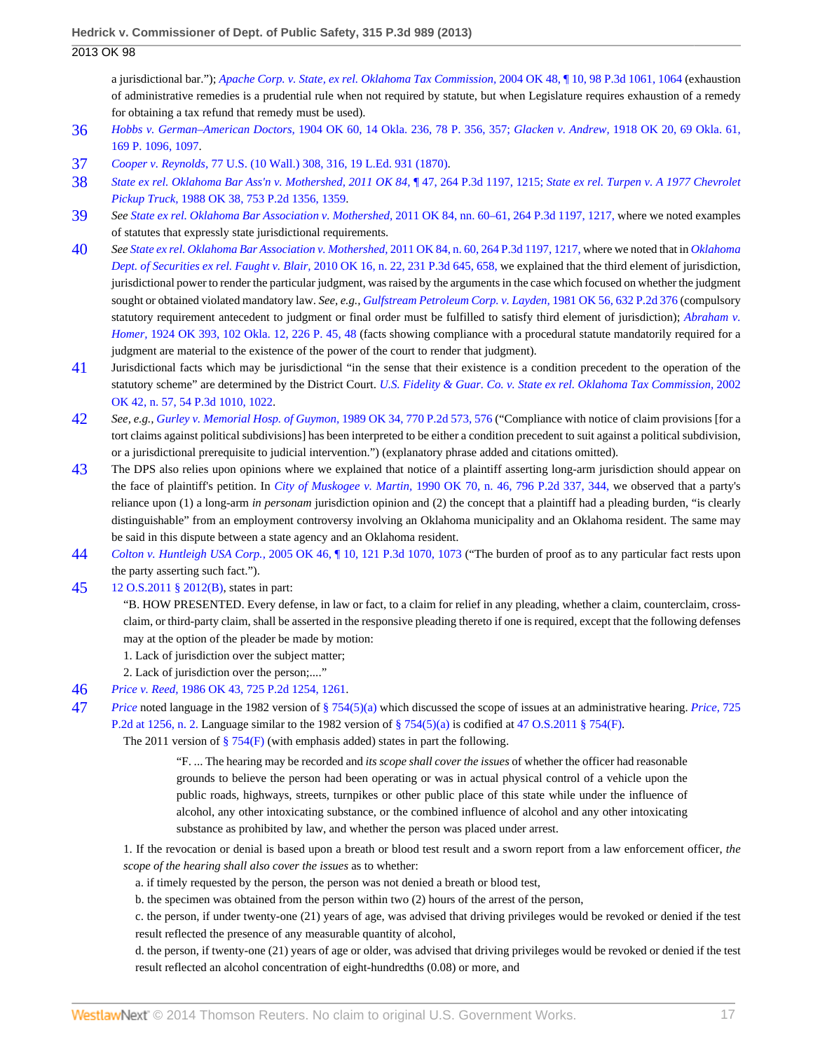a jurisdictional bar."); *Apache Corp. v. State, ex rel. Oklahoma Tax Commission,* 2004 OK 48, ¶ 10, 98 P.3d 1061, 1064 (exhaustion of administrative remedies is a prudential rule when not required by statute, but when Legislature requires exhaustion of a remedy for obtaining a tax refund that remedy must be used).

36 *Hobbs v. German–American Doctors,* 1904 OK 60, 14 Okla. 236, 78 P. 356, 357; *Glacken v. Andrew,* 1918 OK 20, 69 Okla. 61, 169 P. 1096, 1097.

37 *Cooper v. Reynolds,* 77 U.S. (10 Wall.) 308, 316, 19 L.Ed. 931 (1870).

38 *State ex rel. Oklahoma Bar Ass'n v. Mothershed, 2011 OK 84,* ¶ 47, 264 P.3d 1197, 1215; *State ex rel. Turpen v. A 1977 Chevrolet Pickup Truck,* 1988 OK 38, 753 P.2d 1356, 1359.

39 *See State ex rel. Oklahoma Bar Association v. Mothershed,* 2011 OK 84, nn. 60–61, 264 P.3d 1197, 1217, where we noted examples of statutes that expressly state jurisdictional requirements.

40 *See State ex rel. Oklahoma Bar Association v. Mothershed,* 2011 OK 84, n. 60, 264 P.3d 1197, 1217, where we noted that in *Oklahoma Dept. of Securities ex rel. Faught v. Blair,* 2010 OK 16, n. 22, 231 P.3d 645, 658, we explained that the third element of jurisdiction, jurisdictional power to render the particular judgment, was raised by the arguments in the case which focused on whether the judgment sought or obtained violated mandatory law. *See, e.g., Gulfstream Petroleum Corp. v. Layden,* 1981 OK 56, 632 P.2d 376 (compulsory statutory requirement antecedent to judgment or final order must be fulfilled to satisfy third element of jurisdiction); *Abraham v. Homer,* 1924 OK 393, 102 Okla. 12, 226 P. 45, 48 (facts showing compliance with a procedural statute mandatorily required for a judgment are material to the existence of the power of the court to render that judgment).

41 Jurisdictional facts which may be jurisdictional "in the sense that their existence is a condition precedent to the operation of the statutory scheme" are determined by the District Court. *U.S. Fidelity & Guar. Co. v. State ex rel. Oklahoma Tax Commission,* 2002 OK 42, n. 57, 54 P.3d 1010, 1022.

42 *See, e.g., Gurley v. Memorial Hosp. of Guymon,* 1989 OK 34, 770 P.2d 573, 576 ("Compliance with notice of claim provisions [for a tort claims against political subdivisions] has been interpreted to be either a condition precedent to suit against a political subdivision, or a jurisdictional prerequisite to judicial intervention.") (explanatory phrase added and citations omitted).

43 The DPS also relies upon opinions where we explained that notice of a plaintiff asserting long-arm jurisdiction should appear on the face of plaintiff's petition. In *City of Muskogee v. Martin,* 1990 OK 70, n. 46, 796 P.2d 337, 344, we observed that a party's reliance upon (1) a long-arm *in personam* jurisdiction opinion and (2) the concept that a plaintiff had a pleading burden, "is clearly distinguishable" from an employment controversy involving an Oklahoma municipality and an Oklahoma resident. The same may be said in this dispute between a state agency and an Oklahoma resident.

44 *Colton v. Huntleigh USA Corp.,* 2005 OK 46, ¶ 10, 121 P.3d 1070, 1073 ("The burden of proof as to any particular fact rests upon the party asserting such fact.").

45 12 O.S.2011 § 2012(B), states in part:

> "B. HOW PRESENTED. Every defense, in law or fact, to a claim for relief in any pleading, whether a claim, counterclaim, cross-claim, or third-party claim, shall be asserted in the responsive pleading thereto if one is required, except that the following defenses may at the option of the pleader be made by motion:
>
> 1. Lack of jurisdiction over the subject matter;
>
> 2. Lack of jurisdiction over the person;...."

46 *Price v. Reed,* 1986 OK 43, 725 P.2d 1254, 1261.

47 *Price* noted language in the 1982 version of § 754(5)(a) which discussed the scope of issues at an administrative hearing. *Price,* 725 P.2d at 1256, n. 2. Language similar to the 1982 version of § 754(5)(a) is codified at 47 O.S.2011 § 754(F).

The 2011 version of § 754(F) (with emphasis added) states in part the following.

> "F. ... The hearing may be recorded and *its scope shall cover the issues* of whether the officer had reasonable grounds to believe the person had been operating or was in actual physical control of a vehicle upon the public roads, highways, streets, turnpikes or other public place of this state while under the influence of alcohol, any other intoxicating substance, or the combined influence of alcohol and any other intoxicating substance as prohibited by law, and whether the person was placed under arrest.

1. If the revocation or denial is based upon a breath or blood test result and a sworn report from a law enforcement officer, *the scope of the hearing shall also cover the issues* as to whether:

a. if timely requested by the person, the person was not denied a breath or blood test,

b. the specimen was obtained from the person within two (2) hours of the arrest of the person,

c. the person, if under twenty-one (21) years of age, was advised that driving privileges would be revoked or denied if the test result reflected the presence of any measurable quantity of alcohol,

d. the person, if twenty-one (21) years of age or older, was advised that driving privileges would be revoked or denied if the test result reflected an alcohol concentration of eight-hundredths (0.08) or more, and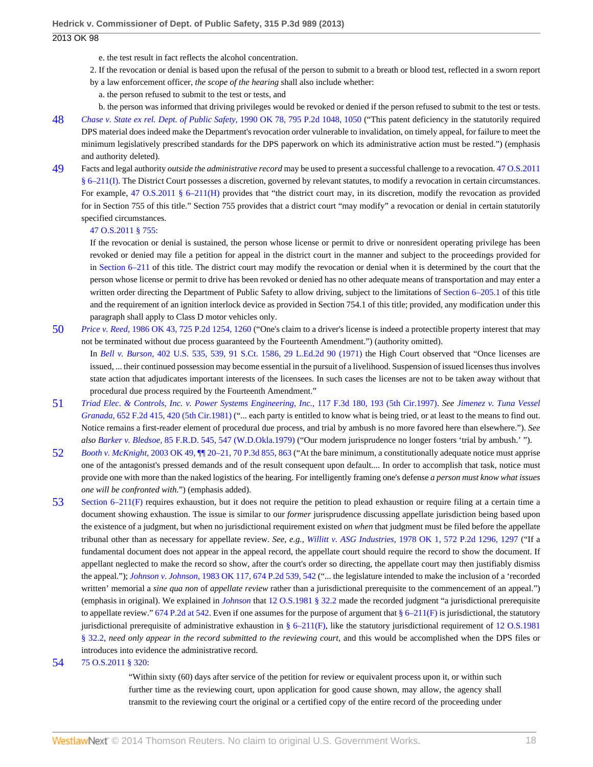e. the test result in fact reflects the alcohol concentration.

2. If the revocation or denial is based upon the refusal of the person to submit to a breath or blood test, reflected in a sworn report by a law enforcement officer, *the scope of the hearing* shall also include whether:

a. the person refused to submit to the test or tests, and

b. the person was informed that driving privileges would be revoked or denied if the person refused to submit to the test or tests.

48 *Chase v. State ex rel. Dept. of Public Safety,* 1990 OK 78, 795 P.2d 1048, 1050 ("This patent deficiency in the statutorily required DPS material does indeed make the Department's revocation order vulnerable to invalidation, on timely appeal, for failure to meet the minimum legislatively prescribed standards for the DPS paperwork on which its administrative action must be rested.") (emphasis and authority deleted).

49 Facts and legal authority *outside the administrative record* may be used to present a successful challenge to a revocation. 47 O.S.2011 § 6–211(I). The District Court possesses a discretion, governed by relevant statutes, to modify a revocation in certain circumstances. For example, 47 O.S.2011 § 6–211(H) provides that "the district court may, in its discretion, modify the revocation as provided for in Section 755 of this title." Section 755 provides that a district court "may modify" a revocation or denial in certain statutorily specified circumstances.

47 O.S.2011 § 755:

If the revocation or denial is sustained, the person whose license or permit to drive or nonresident operating privilege has been revoked or denied may file a petition for appeal in the district court in the manner and subject to the proceedings provided for in Section 6–211 of this title. The district court may modify the revocation or denial when it is determined by the court that the person whose license or permit to drive has been revoked or denied has no other adequate means of transportation and may enter a written order directing the Department of Public Safety to allow driving, subject to the limitations of Section 6–205.1 of this title and the requirement of an ignition interlock device as provided in Section 754.1 of this title; provided, any modification under this paragraph shall apply to Class D motor vehicles only.

50 *Price v. Reed,* 1986 OK 43, 725 P.2d 1254, 1260 ("One's claim to a driver's license is indeed a protectible property interest that may not be terminated without due process guaranteed by the Fourteenth Amendment.") (authority omitted).

In *Bell v. Burson,* 402 U.S. 535, 539, 91 S.Ct. 1586, 29 L.Ed.2d 90 (1971) the High Court observed that "Once licenses are issued, ... their continued possession may become essential in the pursuit of a livelihood. Suspension of issued licenses thus involves state action that adjudicates important interests of the licensees. In such cases the licenses are not to be taken away without that procedural due process required by the Fourteenth Amendment."

51 *Triad Elec. & Controls, Inc. v. Power Systems Engineering, Inc.,* 117 F.3d 180, 193 (5th Cir.1997). *See Jimenez v. Tuna Vessel Granada,* 652 F.2d 415, 420 (5th Cir.1981) ("... each party is entitled to know what is being tried, or at least to the means to find out. Notice remains a first-reader element of procedural due process, and trial by ambush is no more favored here than elsewhere."). *See also Barker v. Bledsoe,* 85 F.R.D. 545, 547 (W.D.Okla.1979) ("Our modern jurisprudence no longer fosters 'trial by ambush.' ").

52 *Booth v. McKnight,* 2003 OK 49, ¶¶ 20–21, 70 P.3d 855, 863 ("At the bare minimum, a constitutionally adequate notice must apprise one of the antagonist's pressed demands and of the result consequent upon default.... In order to accomplish that task, notice must provide one with more than the naked logistics of the hearing. For intelligently framing one's defense *a person must know what issues one will be confronted with.*") (emphasis added).

53 Section 6–211(F) requires exhaustion, but it does not require the petition to plead exhaustion or require filing at a certain time a document showing exhaustion. The issue is similar to our *former* jurisprudence discussing appellate jurisdiction being based upon the existence of a judgment, but when no jurisdictional requirement existed on *when* that judgment must be filed before the appellate tribunal other than as necessary for appellate review. *See, e.g., Willitt v. ASG Industries,* 1978 OK 1, 572 P.2d 1296, 1297 ("If a fundamental document does not appear in the appeal record, the appellate court should require the record to show the document. If appellant neglected to make the record so show, after the court's order so directing, the appellate court may then justifiably dismiss the appeal."); *Johnson v. Johnson,* 1983 OK 117, 674 P.2d 539, 542 ("... the legislature intended to make the inclusion of a 'recorded written' memorial a *sine qua non* of *appellate review* rather than a jurisdictional prerequisite to the commencement of an appeal.") (emphasis in original). We explained in *Johnson* that 12 O.S.1981 § 32.2 made the recorded judgment "a jurisdictional prerequisite to appellate review." 674 P.2d at 542. Even if one assumes for the purpose of argument that § 6–211(F) is jurisdictional, the statutory jurisdictional prerequisite of administrative exhaustion in § 6–211(F), like the statutory jurisdictional requirement of 12 O.S.1981 § 32.2, *need only appear in the record submitted to the reviewing court,* and this would be accomplished when the DPS files or introduces into evidence the administrative record.

54 75 O.S.2011 § 320:

"Within sixty (60) days after service of the petition for review or equivalent process upon it, or within such further time as the reviewing court, upon application for good cause shown, may allow, the agency shall transmit to the reviewing court the original or a certified copy of the entire record of the proceeding under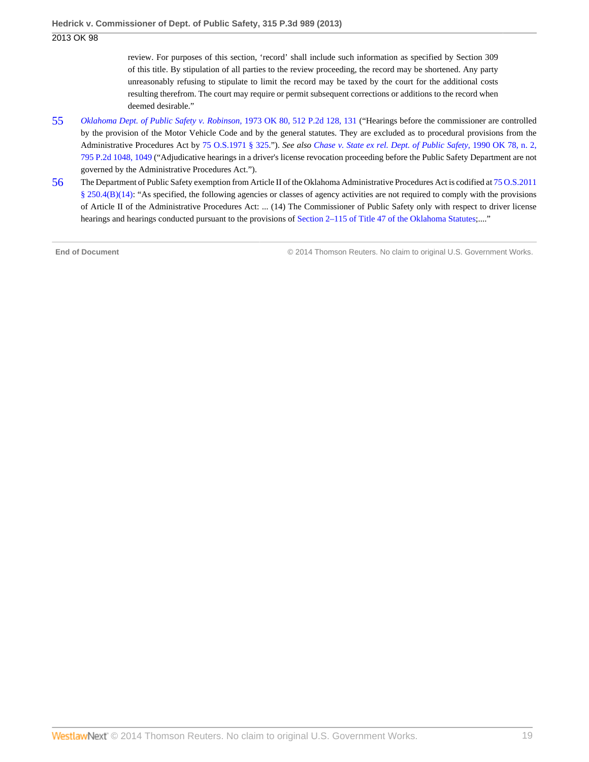review. For purposes of this section, 'record' shall include such information as specified by Section 309 of this title. By stipulation of all parties to the review proceeding, the record may be shortened. Any party unreasonably refusing to stipulate to limit the record may be taxed by the court for the additional costs resulting therefrom. The court may require or permit subsequent corrections or additions to the record when deemed desirable."

55 *Oklahoma Dept. of Public Safety v. Robinson,* 1973 OK 80, 512 P.2d 128, 131 ("Hearings before the commissioner are controlled by the provision of the Motor Vehicle Code and by the general statutes. They are excluded as to procedural provisions from the Administrative Procedures Act by 75 O.S.1971 § 325."). *See also Chase v. State ex rel. Dept. of Public Safety,* 1990 OK 78, n. 2, 795 P.2d 1048, 1049 ("Adjudicative hearings in a driver's license revocation proceeding before the Public Safety Department are not governed by the Administrative Procedures Act.").

56 The Department of Public Safety exemption from Article II of the Oklahoma Administrative Procedures Act is codified at 75 O.S.2011 § 250.4(B)(14): "As specified, the following agencies or classes of agency activities are not required to comply with the provisions of Article II of the Administrative Procedures Act: ... (14) The Commissioner of Public Safety only with respect to driver license hearings and hearings conducted pursuant to the provisions of Section 2–115 of Title 47 of the Oklahoma Statutes;...."

End of Document © 2014 Thomson Reuters. No claim to original U.S. Government Works.